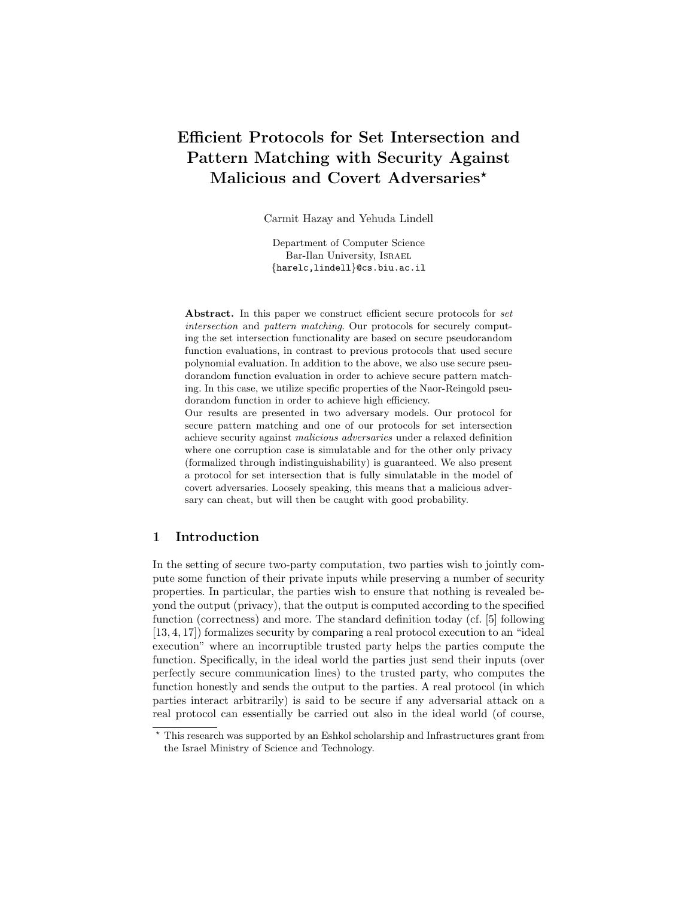# Efficient Protocols for Set Intersection and Pattern Matching with Security Against Malicious and Covert Adversaries*

Carmit Hazay and Yehuda Lindell

Department of Computer Science
Bar-Ilan University, Israel
{harelc,lindell}@cs.biu.ac.il

**Abstract.** In this paper we construct efficient secure protocols for *set intersection* and *pattern matching*. Our protocols for securely computing the set intersection functionality are based on secure pseudorandom function evaluations, in contrast to previous protocols that used secure polynomial evaluation. In addition to the above, we also use secure pseudorandom function evaluation in order to achieve secure pattern matching. In this case, we utilize specific properties of the Naor-Reingold pseudorandom function in order to achieve high efficiency.

Our results are presented in two adversary models. Our protocol for secure pattern matching and one of our protocols for set intersection achieve security against *malicious adversaries* under a relaxed definition where one corruption case is simulatable and for the other only privacy (formalized through indistinguishability) is guaranteed. We also present a protocol for set intersection that is fully simulatable in the model of covert adversaries. Loosely speaking, this means that a malicious adversary can cheat, but will then be caught with good probability.

## 1 Introduction

In the setting of secure two-party computation, two parties wish to jointly compute some function of their private inputs while preserving a number of security properties. In particular, the parties wish to ensure that nothing is revealed beyond the output (privacy), that the output is computed according to the specified function (correctness) and more. The standard definition today (cf. [5] following [13, 4, 17]) formalizes security by comparing a real protocol execution to an "ideal execution" where an incorruptible trusted party helps the parties compute the function. Specifically, in the ideal world the parties just send their inputs (over perfectly secure communication lines) to the trusted party, who computes the function honestly and sends the output to the parties. A real protocol (in which parties interact arbitrarily) is said to be secure if any adversarial attack on a real protocol can essentially be carried out also in the ideal world (of course,

* This research was supported by an Eshkol scholarship and Infrastructures grant from the Israel Ministry of Science and Technology.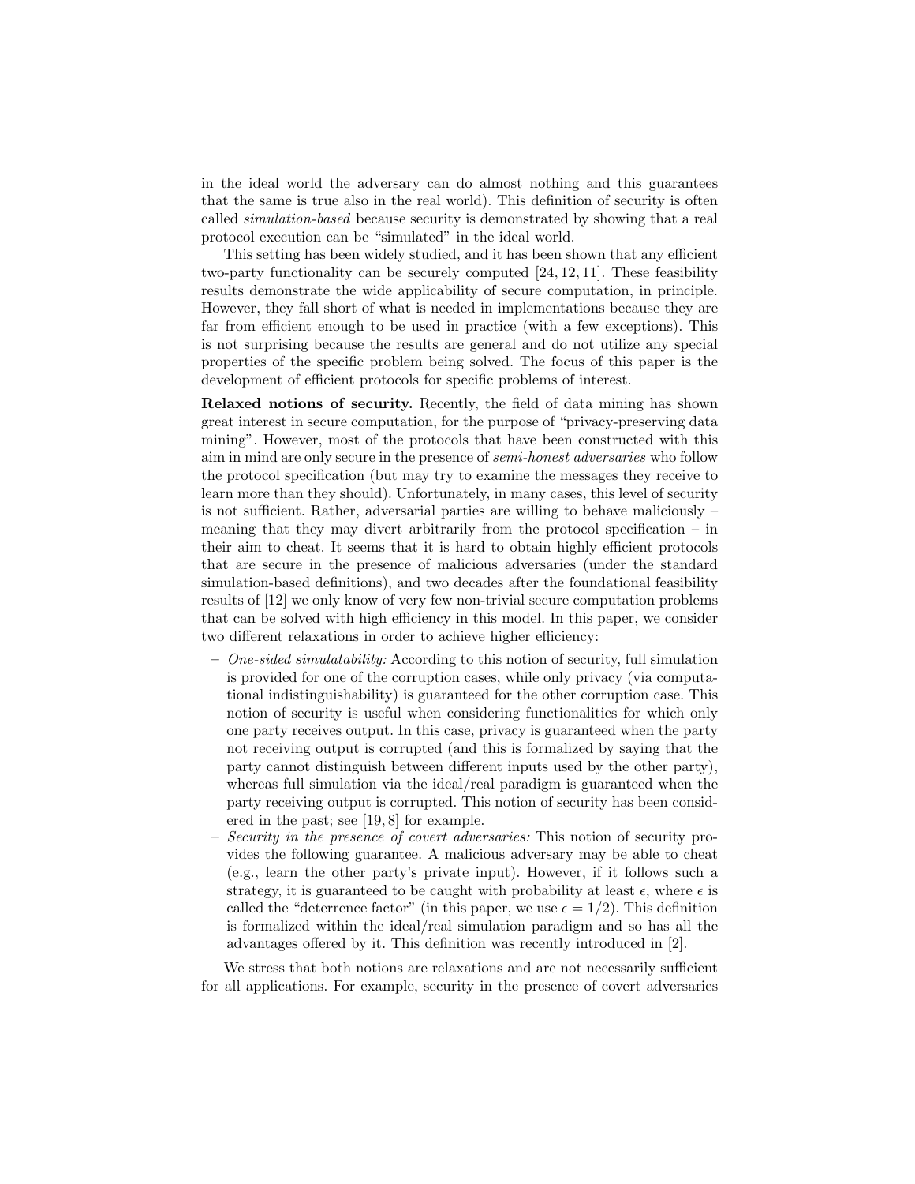in the ideal world the adversary can do almost nothing and this guarantees that the same is true also in the real world). This definition of security is often called *simulation-based* because security is demonstrated by showing that a real protocol execution can be "simulated" in the ideal world.

This setting has been widely studied, and it has been shown that any efficient two-party functionality can be securely computed [24, 12, 11]. These feasibility results demonstrate the wide applicability of secure computation, in principle. However, they fall short of what is needed in implementations because they are far from efficient enough to be used in practice (with a few exceptions). This is not surprising because the results are general and do not utilize any special properties of the specific problem being solved. The focus of this paper is the development of efficient protocols for specific problems of interest.

**Relaxed notions of security.** Recently, the field of data mining has shown great interest in secure computation, for the purpose of "privacy-preserving data mining". However, most of the protocols that have been constructed with this aim in mind are only secure in the presence of *semi-honest adversaries* who follow the protocol specification (but may try to examine the messages they receive to learn more than they should). Unfortunately, in many cases, this level of security is not sufficient. Rather, adversarial parties are willing to behave maliciously – meaning that they may divert arbitrarily from the protocol specification – in their aim to cheat. It seems that it is hard to obtain highly efficient protocols that are secure in the presence of malicious adversaries (under the standard simulation-based definitions), and two decades after the foundational feasibility results of [12] we only know of very few non-trivial secure computation problems that can be solved with high efficiency in this model. In this paper, we consider two different relaxations in order to achieve higher efficiency:

- *One-sided simulatability:* According to this notion of security, full simulation is provided for one of the corruption cases, while only privacy (via computational indistinguishability) is guaranteed for the other corruption case. This notion of security is useful when considering functionalities for which only one party receives output. In this case, privacy is guaranteed when the party not receiving output is corrupted (and this is formalized by saying that the party cannot distinguish between different inputs used by the other party), whereas full simulation via the ideal/real paradigm is guaranteed when the party receiving output is corrupted. This notion of security has been considered in the past; see [19, 8] for example.
- *Security in the presence of covert adversaries:* This notion of security provides the following guarantee. A malicious adversary may be able to cheat (e.g., learn the other party's private input). However, if it follows such a strategy, it is guaranteed to be caught with probability at least $\epsilon$, where $\epsilon$ is called the "deterrence factor" (in this paper, we use $\epsilon = 1/2$). This definition is formalized within the ideal/real simulation paradigm and so has all the advantages offered by it. This definition was recently introduced in [2].

We stress that both notions are relaxations and are not necessarily sufficient for all applications. For example, security in the presence of covert adversaries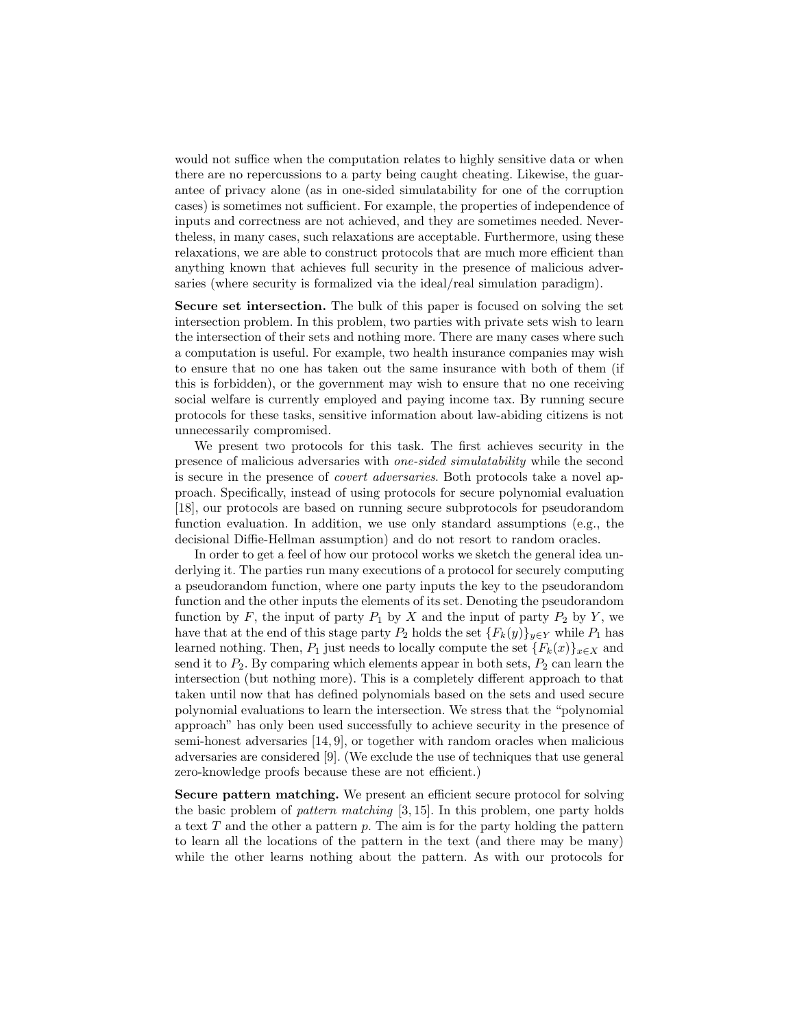would not suffice when the computation relates to highly sensitive data or when there are no repercussions to a party being caught cheating. Likewise, the guarantee of privacy alone (as in one-sided simulatability for one of the corruption cases) is sometimes not sufficient. For example, the properties of independence of inputs and correctness are not achieved, and they are sometimes needed. Nevertheless, in many cases, such relaxations are acceptable. Furthermore, using these relaxations, we are able to construct protocols that are much more efficient than anything known that achieves full security in the presence of malicious adversaries (where security is formalized via the ideal/real simulation paradigm).

**Secure set intersection.** The bulk of this paper is focused on solving the set intersection problem. In this problem, two parties with private sets wish to learn the intersection of their sets and nothing more. There are many cases where such a computation is useful. For example, two health insurance companies may wish to ensure that no one has taken out the same insurance with both of them (if this is forbidden), or the government may wish to ensure that no one receiving social welfare is currently employed and paying income tax. By running secure protocols for these tasks, sensitive information about law-abiding citizens is not unnecessarily compromised.

We present two protocols for this task. The first achieves security in the presence of malicious adversaries with *one-sided simulatability* while the second is secure in the presence of *covert adversaries*. Both protocols take a novel approach. Specifically, instead of using protocols for secure polynomial evaluation [18], our protocols are based on running secure subprotocols for pseudorandom function evaluation. In addition, we use only standard assumptions (e.g., the decisional Diffie-Hellman assumption) and do not resort to random oracles.

In order to get a feel of how our protocol works we sketch the general idea underlying it. The parties run many executions of a protocol for securely computing a pseudorandom function, where one party inputs the key to the pseudorandom function and the other inputs the elements of its set. Denoting the pseudorandom function by $F$, the input of party $P_1$ by $X$ and the input of party $P_2$ by $Y$, we have that at the end of this stage party $P_2$ holds the set $\{F_k(y)\}_{y \in Y}$ while $P_1$ has learned nothing. Then, $P_1$ just needs to locally compute the set $\{F_k(x)\}_{x \in X}$ and send it to $P_2$. By comparing which elements appear in both sets, $P_2$ can learn the intersection (but nothing more). This is a completely different approach to that taken until now that has defined polynomials based on the sets and used secure polynomial evaluations to learn the intersection. We stress that the "polynomial approach" has only been used successfully to achieve security in the presence of semi-honest adversaries [14, 9], or together with random oracles when malicious adversaries are considered [9]. (We exclude the use of techniques that use general zero-knowledge proofs because these are not efficient.)

**Secure pattern matching.** We present an efficient secure protocol for solving the basic problem of *pattern matching* [3, 15]. In this problem, one party holds a text $T$ and the other a pattern $p$. The aim is for the party holding the pattern to learn all the locations of the pattern in the text (and there may be many) while the other learns nothing about the pattern. As with our protocols for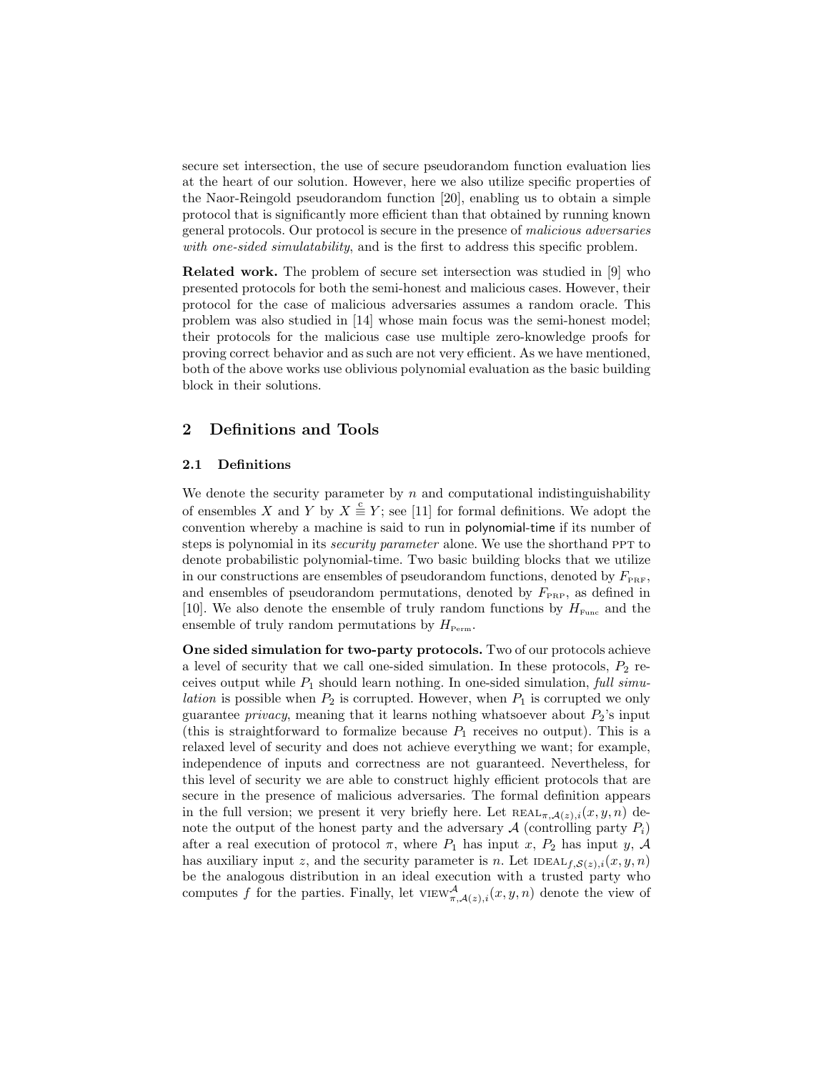secure set intersection, the use of secure pseudorandom function evaluation lies at the heart of our solution. However, here we also utilize specific properties of the Naor-Reingold pseudorandom function [20], enabling us to obtain a simple protocol that is significantly more efficient than that obtained by running known general protocols. Our protocol is secure in the presence of *malicious adversaries with one-sided simulatability*, and is the first to address this specific problem.

**Related work.** The problem of secure set intersection was studied in [9] who presented protocols for both the semi-honest and malicious cases. However, their protocol for the case of malicious adversaries assumes a random oracle. This problem was also studied in [14] whose main focus was the semi-honest model; their protocols for the malicious case use multiple zero-knowledge proofs for proving correct behavior and as such are not very efficient. As we have mentioned, both of the above works use oblivious polynomial evaluation as the basic building block in their solutions.

## 2 Definitions and Tools

### 2.1 Definitions

We denote the security parameter by $n$ and computational indistinguishability of ensembles $X$ and $Y$ by $X \stackrel{c}{\equiv} Y$; see [11] for formal definitions. We adopt the convention whereby a machine is said to run in polynomial-time if its number of steps is polynomial in its *security parameter* alone. We use the shorthand PPT to denote probabilistic polynomial-time. Two basic building blocks that we utilize in our constructions are ensembles of pseudorandom functions, denoted by $F_{\text{PRF}}$, and ensembles of pseudorandom permutations, denoted by $F_{\text{PRP}}$, as defined in [10]. We also denote the ensemble of truly random functions by $H_{\text{Func}}$ and the ensemble of truly random permutations by $H_{\text{Perm}}$.

**One sided simulation for two-party protocols.** Two of our protocols achieve a level of security that we call one-sided simulation. In these protocols, $P_2$ receives output while $P_1$ should learn nothing. In one-sided simulation, *full simulation* is possible when $P_2$ is corrupted. However, when $P_1$ is corrupted we only guarantee *privacy*, meaning that it learns nothing whatsoever about $P_2$'s input (this is straightforward to formalize because $P_1$ receives no output). This is a relaxed level of security and does not achieve everything we want; for example, independence of inputs and correctness are not guaranteed. Nevertheless, for this level of security we are able to construct highly efficient protocols that are secure in the presence of malicious adversaries. The formal definition appears in the full version; we present it very briefly here. Let $\text{REAL}_{\pi,\mathcal{A}(z),i}(x, y, n)$ denote the output of the honest party and the adversary $\mathcal{A}$ (controlling party $P_i$) after a real execution of protocol $\pi$, where $P_1$ has input $x$, $P_2$ has input $y$, $\mathcal{A}$ has auxiliary input $z$, and the security parameter is $n$. Let $\text{IDEAL}_{f,\mathcal{S}(z),i}(x, y, n)$ be the analogous distribution in an ideal execution with a trusted party who computes $f$ for the parties. Finally, let $\text{VIEW}^{\mathcal{A}}_{\pi,\mathcal{A}(z),i}(x, y, n)$ denote the view of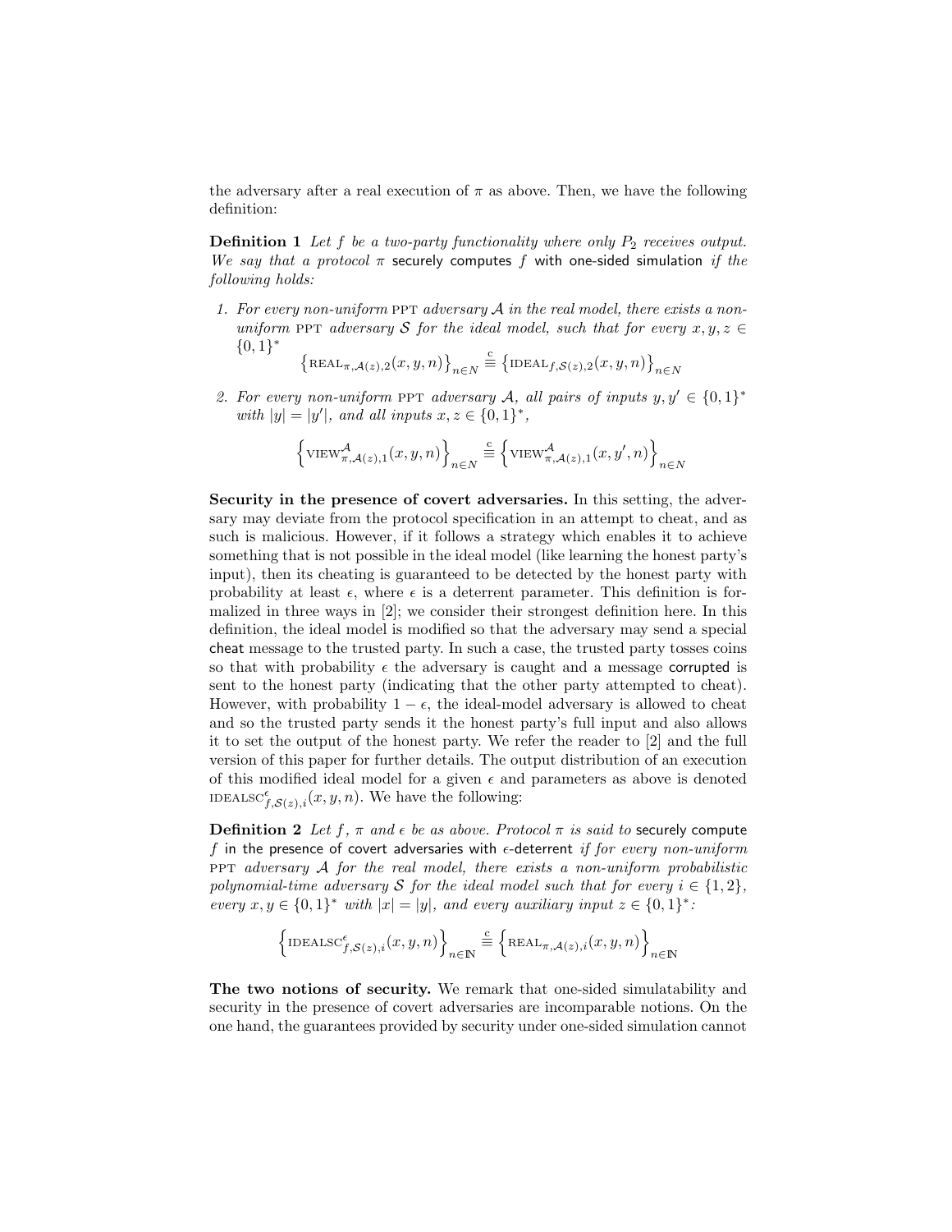the adversary after a real execution of $\pi$ as above. Then, we have the following definition:

**Definition 1** *Let $f$ be a two-party functionality where only $P_2$ receives output. We say that a protocol $\pi$* securely computes *$f$* with one-sided simulation *if the following holds:*

1. *For every non-uniform* PPT *adversary $\mathcal{A}$ in the real model, there exists a non-uniform* PPT *adversary $\mathcal{S}$ for the ideal model, such that for every $x, y, z \in \{0,1\}^*$*
$$\left\{\text{REAL}_{\pi,\mathcal{A}(z),2}(x,y,n)\right\}_{n\in N} \stackrel{c}{\equiv} \left\{\text{IDEAL}_{f,\mathcal{S}(z),2}(x,y,n)\right\}_{n\in N}$$

2. *For every non-uniform* PPT *adversary $\mathcal{A}$, all pairs of inputs $y, y' \in \{0,1\}^*$ with $|y| = |y'|$, and all inputs $x, z \in \{0,1\}^*$,*
$$\left\{\text{VIEW}^{\mathcal{A}}_{\pi,\mathcal{A}(z),1}(x,y,n)\right\}_{n\in N} \stackrel{c}{\equiv} \left\{\text{VIEW}^{\mathcal{A}}_{\pi,\mathcal{A}(z),1}(x,y',n)\right\}_{n\in N}$$

**Security in the presence of covert adversaries.** In this setting, the adversary may deviate from the protocol specification in an attempt to cheat, and as such is malicious. However, if it follows a strategy which enables it to achieve something that is not possible in the ideal model (like learning the honest party's input), then its cheating is guaranteed to be detected by the honest party with probability at least $\epsilon$, where $\epsilon$ is a deterrent parameter. This definition is formalized in three ways in [2]; we consider their strongest definition here. In this definition, the ideal model is modified so that the adversary may send a special cheat message to the trusted party. In such a case, the trusted party tosses coins so that with probability $\epsilon$ the adversary is caught and a message corrupted is sent to the honest party (indicating that the other party attempted to cheat). However, with probability $1-\epsilon$, the ideal-model adversary is allowed to cheat and so the trusted party sends it the honest party's full input and also allows it to set the output of the honest party. We refer the reader to [2] and the full version of this paper for further details. The output distribution of an execution of this modified ideal model for a given $\epsilon$ and parameters as above is denoted $\text{IDEALSC}^{\epsilon}_{f,\mathcal{S}(z),i}(x,y,n)$. We have the following:

**Definition 2** *Let $f$, $\pi$ and $\epsilon$ be as above. Protocol $\pi$ is said to* securely compute *$f$* in the presence of covert adversaries with *$\epsilon$*-deterrent *if for every non-uniform* PPT *adversary $\mathcal{A}$ for the real model, there exists a non-uniform probabilistic polynomial-time adversary $\mathcal{S}$ for the ideal model such that for every $i \in \{1,2\}$, every $x, y \in \{0,1\}^*$ with $|x| = |y|$, and every auxiliary input $z \in \{0,1\}^*$:*

$$\left\{\text{IDEALSC}^{\epsilon}_{f,\mathcal{S}(z),i}(x,y,n)\right\}_{n\in\mathbb{N}} \stackrel{c}{\equiv} \left\{\text{REAL}_{\pi,\mathcal{A}(z),i}(x,y,n)\right\}_{n\in\mathbb{N}}$$

**The two notions of security.** We remark that one-sided simulatability and security in the presence of covert adversaries are incomparable notions. On the one hand, the guarantees provided by security under one-sided simulation cannot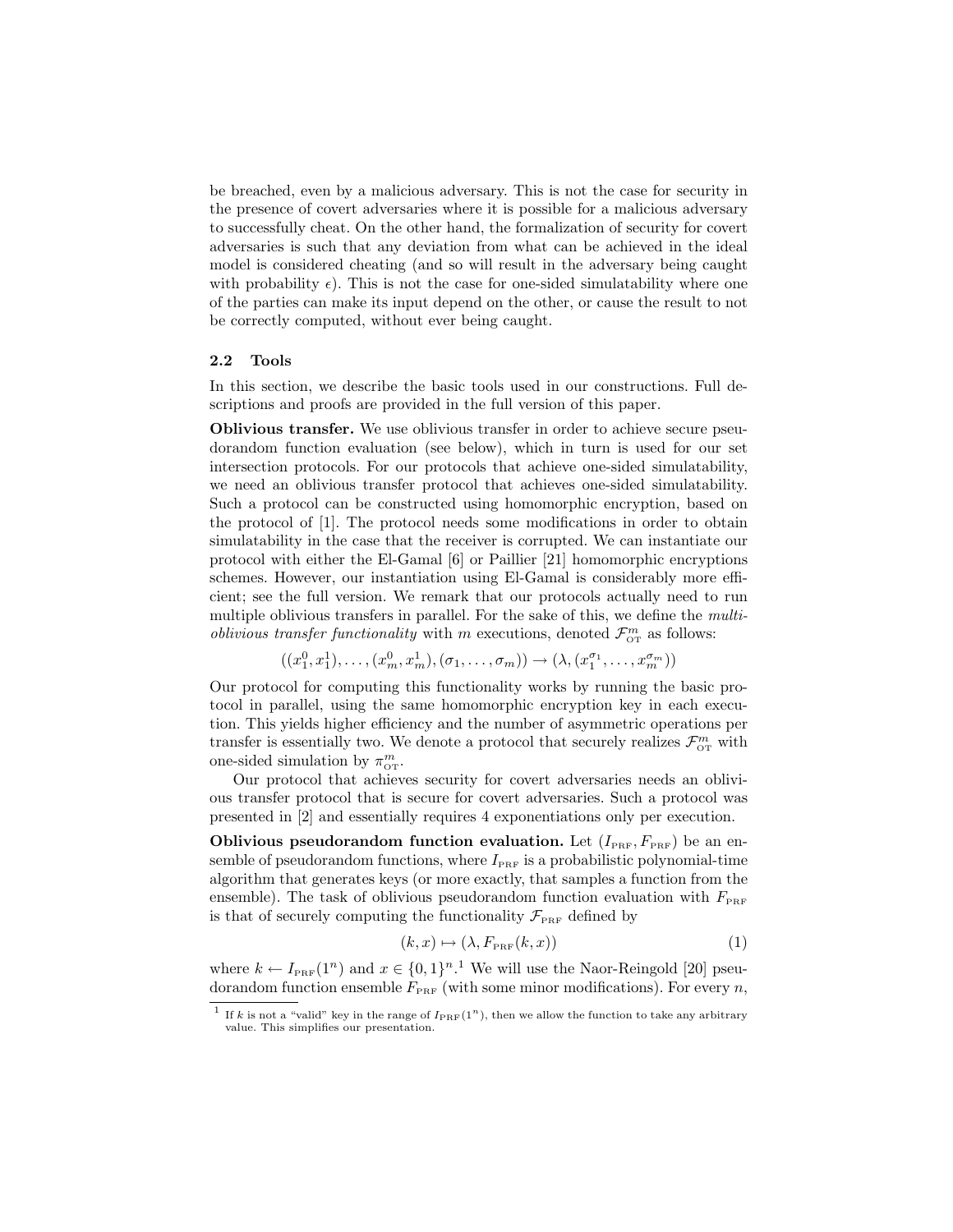be breached, even by a malicious adversary. This is not the case for security in the presence of covert adversaries where it is possible for a malicious adversary to successfully cheat. On the other hand, the formalization of security for covert adversaries is such that any deviation from what can be achieved in the ideal model is considered cheating (and so will result in the adversary being caught with probability $\epsilon$). This is not the case for one-sided simulatability where one of the parties can make its input depend on the other, or cause the result to not be correctly computed, without ever being caught.

### 2.2 Tools

In this section, we describe the basic tools used in our constructions. Full descriptions and proofs are provided in the full version of this paper.

**Oblivious transfer.** We use oblivious transfer in order to achieve secure pseudorandom function evaluation (see below), which in turn is used for our set intersection protocols. For our protocols that achieve one-sided simulatability, we need an oblivious transfer protocol that achieves one-sided simulatability. Such a protocol can be constructed using homomorphic encryption, based on the protocol of [1]. The protocol needs some modifications in order to obtain simulatability in the case that the receiver is corrupted. We can instantiate our protocol with either the El-Gamal [6] or Paillier [21] homomorphic encryptions schemes. However, our instantiation using El-Gamal is considerably more efficient; see the full version. We remark that our protocols actually need to run multiple oblivious transfers in parallel. For the sake of this, we define the *multi-oblivious transfer functionality* with $m$ executions, denoted $\mathcal{F}^m_{\rm OT}$ as follows:

$$((x_1^0, x_1^1), \ldots, (x_m^0, x_m^1), (\sigma_1, \ldots, \sigma_m)) \rightarrow (\lambda, (x_1^{\sigma_1}, \ldots, x_m^{\sigma_m}))$$

Our protocol for computing this functionality works by running the basic protocol in parallel, using the same homomorphic encryption key in each execution. This yields higher efficiency and the number of asymmetric operations per transfer is essentially two. We denote a protocol that securely realizes $\mathcal{F}^m_{\rm OT}$ with one-sided simulation by $\pi^m_{\rm OT}$.

Our protocol that achieves security for covert adversaries needs an oblivious transfer protocol that is secure for covert adversaries. Such a protocol was presented in [2] and essentially requires 4 exponentiations only per execution.

**Oblivious pseudorandom function evaluation.** Let $(I_{\rm PRF}, F_{\rm PRF})$ be an ensemble of pseudorandom functions, where $I_{\rm PRF}$ is a probabilistic polynomial-time algorithm that generates keys (or more exactly, that samples a function from the ensemble). The task of oblivious pseudorandom function evaluation with $F_{\rm PRF}$ is that of securely computing the functionality $\mathcal{F}_{\rm PRF}$ defined by

$$(k, x) \mapsto (\lambda, F_{\rm PRF}(k, x)) \tag{1}$$

where $k \leftarrow I_{\rm PRF}(1^n)$ and $x \in \{0,1\}^n$.[1] We will use the Naor-Reingold [20] pseudorandom function ensemble $F_{\rm PRF}$ (with some minor modifications). For every $n$,

[1] If $k$ is not a "valid" key in the range of $I_{\rm PRF}(1^n)$, then we allow the function to take any arbitrary value. This simplifies our presentation.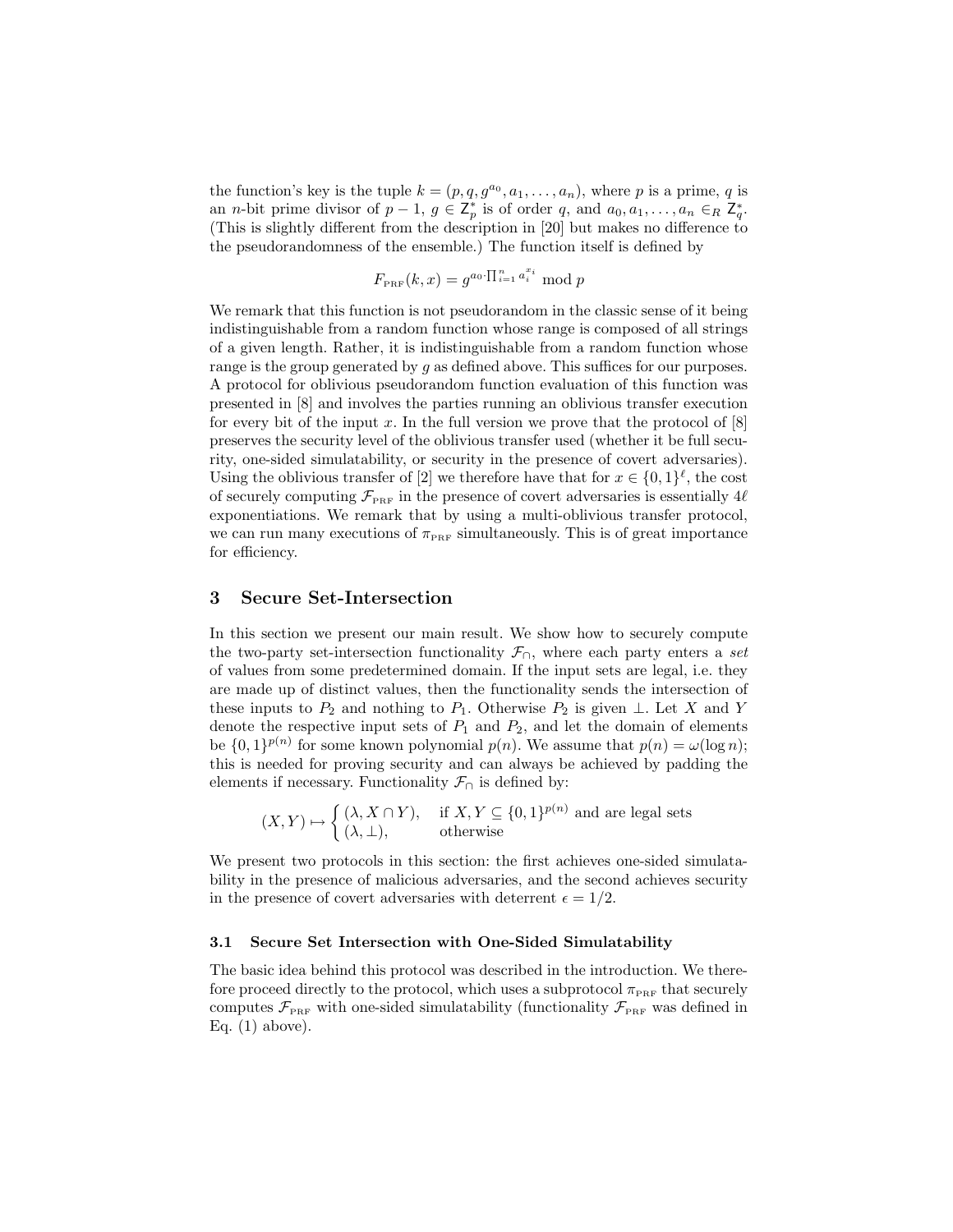the function's key is the tuple $k = (p, q, g^{a_0}, a_1, \ldots, a_n)$, where $p$ is a prime, $q$ is an $n$-bit prime divisor of $p-1$, $g \in \mathsf{Z}_p^*$ is of order $q$, and $a_0, a_1, \ldots, a_n \in_R \mathsf{Z}_q^*$. (This is slightly different from the description in [20] but makes no difference to the pseudorandomness of the ensemble.) The function itself is defined by

$$F_{\text{PRF}}(k, x) = g^{a_0 \cdot \prod_{i=1}^{n} a_i^{x_i}} \bmod p$$

We remark that this function is not pseudorandom in the classic sense of it being indistinguishable from a random function whose range is composed of all strings of a given length. Rather, it is indistinguishable from a random function whose range is the group generated by $g$ as defined above. This suffices for our purposes. A protocol for oblivious pseudorandom function evaluation of this function was presented in [8] and involves the parties running an oblivious transfer execution for every bit of the input $x$. In the full version we prove that the protocol of [8] preserves the security level of the oblivious transfer used (whether it be full security, one-sided simulatability, or security in the presence of covert adversaries). Using the oblivious transfer of [2] we therefore have that for $x \in \{0,1\}^\ell$, the cost of securely computing $\mathcal{F}_{\text{PRF}}$ in the presence of covert adversaries is essentially $4\ell$ exponentiations. We remark that by using a multi-oblivious transfer protocol, we can run many executions of $\pi_{\text{PRF}}$ simultaneously. This is of great importance for efficiency.

## 3 Secure Set-Intersection

In this section we present our main result. We show how to securely compute the two-party set-intersection functionality $\mathcal{F}_\cap$, where each party enters a *set* of values from some predetermined domain. If the input sets are legal, i.e. they are made up of distinct values, then the functionality sends the intersection of these inputs to $P_2$ and nothing to $P_1$. Otherwise $P_2$ is given $\perp$. Let $X$ and $Y$ denote the respective input sets of $P_1$ and $P_2$, and let the domain of elements be $\{0,1\}^{p(n)}$ for some known polynomial $p(n)$. We assume that $p(n) = \omega(\log n)$; this is needed for proving security and can always be achieved by padding the elements if necessary. Functionality $\mathcal{F}_\cap$ is defined by:

$$(X, Y) \mapsto \begin{cases} (\lambda, X \cap Y), & \text{if } X, Y \subseteq \{0,1\}^{p(n)} \text{ and are legal sets} \\ (\lambda, \perp), & \text{otherwise} \end{cases}$$

We present two protocols in this section: the first achieves one-sided simulatability in the presence of malicious adversaries, and the second achieves security in the presence of covert adversaries with deterrent $\epsilon = 1/2$.

### 3.1 Secure Set Intersection with One-Sided Simulatability

The basic idea behind this protocol was described in the introduction. We therefore proceed directly to the protocol, which uses a subprotocol $\pi_{\text{PRF}}$ that securely computes $\mathcal{F}_{\text{PRF}}$ with one-sided simulatability (functionality $\mathcal{F}_{\text{PRF}}$ was defined in Eq. (1) above).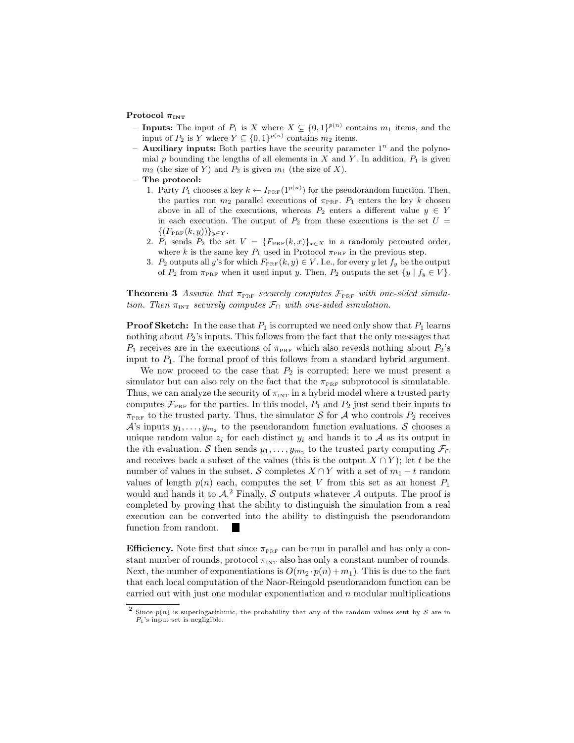**Protocol $\pi_{\text{INT}}$**

- **Inputs:** The input of $P_1$ is $X$ where $X \subseteq \{0,1\}^{p(n)}$ contains $m_1$ items, and the input of $P_2$ is $Y$ where $Y \subseteq \{0,1\}^{p(n)}$ contains $m_2$ items.
- **Auxiliary inputs:** Both parties have the security parameter $1^n$ and the polynomial $p$ bounding the lengths of all elements in $X$ and $Y$. In addition, $P_1$ is given $m_2$ (the size of $Y$) and $P_2$ is given $m_1$ (the size of $X$).
- **The protocol:**
  1. Party $P_1$ chooses a key $k \leftarrow I_{\text{PRF}}(1^{p(n)})$ for the pseudorandom function. Then, the parties run $m_2$ parallel executions of $\pi_{\text{PRF}}$. $P_1$ enters the key $k$ chosen above in all of the executions, whereas $P_2$ enters a different value $y \in Y$ in each execution. The output of $P_2$ from these executions is the set $U = \{(F_{\text{PRF}}(k,y))\}_{y \in Y}$.
  2. $P_1$ sends $P_2$ the set $V = \{F_{\text{PRF}}(k,x)\}_{x \in X}$ in a randomly permuted order, where $k$ is the same key $P_1$ used in Protocol $\pi_{\text{PRF}}$ in the previous step.
  3. $P_2$ outputs all $y$'s for which $F_{\text{PRF}}(k,y) \in V$. I.e., for every $y$ let $f_y$ be the output of $P_2$ from $\pi_{\text{PRF}}$ when it used input $y$. Then, $P_2$ outputs the set $\{y \mid f_y \in V\}$.

**Theorem 3** *Assume that $\pi_{\text{PRF}}$ securely computes $\mathcal{F}_{\text{PRF}}$ with one-sided simulation. Then $\pi_{\text{INT}}$ securely computes $\mathcal{F}_{\cap}$ with one-sided simulation.*

**Proof Sketch:** In the case that $P_1$ is corrupted we need only show that $P_1$ learns nothing about $P_2$'s inputs. This follows from the fact that the only messages that $P_1$ receives are in the executions of $\pi_{\text{PRF}}$ which also reveals nothing about $P_2$'s input to $P_1$. The formal proof of this follows from a standard hybrid argument.

We now proceed to the case that $P_2$ is corrupted; here we must present a simulator but can also rely on the fact that the $\pi_{\text{PRF}}$ subprotocol is simulatable. Thus, we can analyze the security of $\pi_{\text{INT}}$ in a hybrid model where a trusted party computes $\mathcal{F}_{\text{PRF}}$ for the parties. In this model, $P_1$ and $P_2$ just send their inputs to $\pi_{\text{PRF}}$ to the trusted party. Thus, the simulator $\mathcal{S}$ for $\mathcal{A}$ who controls $P_2$ receives $\mathcal{A}$'s inputs $y_1, \ldots, y_{m_2}$ to the pseudorandom function evaluations. $\mathcal{S}$ chooses a unique random value $z_i$ for each distinct $y_i$ and hands it to $\mathcal{A}$ as its output in the $i$th evaluation. $\mathcal{S}$ then sends $y_1, \ldots, y_{m_2}$ to the trusted party computing $\mathcal{F}_{\cap}$ and receives back a subset of the values (this is the output $X \cap Y$); let $t$ be the number of values in the subset. $\mathcal{S}$ completes $X \cap Y$ with a set of $m_1 - t$ random values of length $p(n)$ each, computes the set $V$ from this set as an honest $P_1$ would and hands it to $\mathcal{A}$.[2] Finally, $\mathcal{S}$ outputs whatever $\mathcal{A}$ outputs. The proof is completed by proving that the ability to distinguish the simulation from a real execution can be converted into the ability to distinguish the pseudorandom function from random. ■

**Efficiency.** Note first that since $\pi_{\text{PRF}}$ can be run in parallel and has only a constant number of rounds, protocol $\pi_{\text{INT}}$ also has only a constant number of rounds. Next, the number of exponentiations is $O(m_2 \cdot p(n) + m_1)$. This is due to the fact that each local computation of the Naor-Reingold pseudorandom function can be carried out with just one modular exponentiation and $n$ modular multiplications

[2] Since $p(n)$ is superlogarithmic, the probability that any of the random values sent by $\mathcal{S}$ are in $P_1$'s input set is negligible.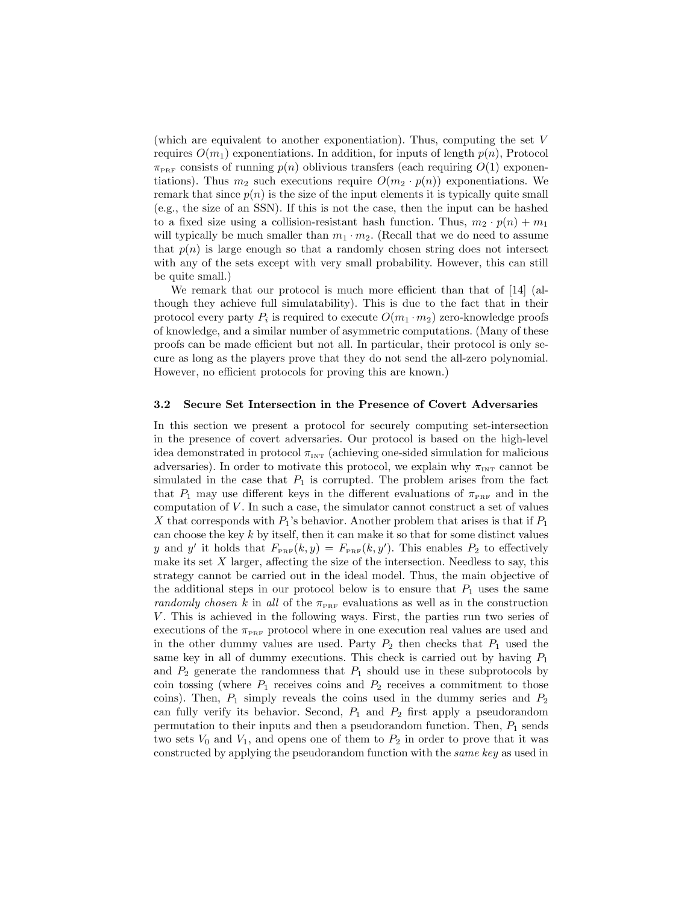(which are equivalent to another exponentiation). Thus, computing the set $V$ requires $O(m_1)$ exponentiations. In addition, for inputs of length $p(n)$, Protocol $\pi_{\text{PRF}}$ consists of running $p(n)$ oblivious transfers (each requiring $O(1)$ exponentiations). Thus $m_2$ such executions require $O(m_2 \cdot p(n))$ exponentiations. We remark that since $p(n)$ is the size of the input elements it is typically quite small (e.g., the size of an SSN). If this is not the case, then the input can be hashed to a fixed size using a collision-resistant hash function. Thus, $m_2 \cdot p(n) + m_1$ will typically be much smaller than $m_1 \cdot m_2$. (Recall that we do need to assume that $p(n)$ is large enough so that a randomly chosen string does not intersect with any of the sets except with very small probability. However, this can still be quite small.)

We remark that our protocol is much more efficient than that of [14] (although they achieve full simulatability). This is due to the fact that in their protocol every party $P_i$ is required to execute $O(m_1 \cdot m_2)$ zero-knowledge proofs of knowledge, and a similar number of asymmetric computations. (Many of these proofs can be made efficient but not all. In particular, their protocol is only secure as long as the players prove that they do not send the all-zero polynomial. However, no efficient protocols for proving this are known.)

### 3.2 Secure Set Intersection in the Presence of Covert Adversaries

In this section we present a protocol for securely computing set-intersection in the presence of covert adversaries. Our protocol is based on the high-level idea demonstrated in protocol $\pi_{\text{INT}}$ (achieving one-sided simulation for malicious adversaries). In order to motivate this protocol, we explain why $\pi_{\text{INT}}$ cannot be simulated in the case that $P_1$ is corrupted. The problem arises from the fact that $P_1$ may use different keys in the different evaluations of $\pi_{\text{PRF}}$ and in the computation of $V$. In such a case, the simulator cannot construct a set of values $X$ that corresponds with $P_1$'s behavior. Another problem that arises is that if $P_1$ can choose the key $k$ by itself, then it can make it so that for some distinct values $y$ and $y'$ it holds that $F_{\text{PRF}}(k, y) = F_{\text{PRF}}(k, y')$. This enables $P_2$ to effectively make its set $X$ larger, affecting the size of the intersection. Needless to say, this strategy cannot be carried out in the ideal model. Thus, the main objective of the additional steps in our protocol below is to ensure that $P_1$ uses the same *randomly chosen* $k$ in *all* of the $\pi_{\text{PRF}}$ evaluations as well as in the construction $V$. This is achieved in the following ways. First, the parties run two series of executions of the $\pi_{\text{PRF}}$ protocol where in one execution real values are used and in the other dummy values are used. Party $P_2$ then checks that $P_1$ used the same key in all of dummy executions. This check is carried out by having $P_1$ and $P_2$ generate the randomness that $P_1$ should use in these subprotocols by coin tossing (where $P_1$ receives coins and $P_2$ receives a commitment to those coins). Then, $P_1$ simply reveals the coins used in the dummy series and $P_2$ can fully verify its behavior. Second, $P_1$ and $P_2$ first apply a pseudorandom permutation to their inputs and then a pseudorandom function. Then, $P_1$ sends two sets $V_0$ and $V_1$, and opens one of them to $P_2$ in order to prove that it was constructed by applying the pseudorandom function with the *same key* as used in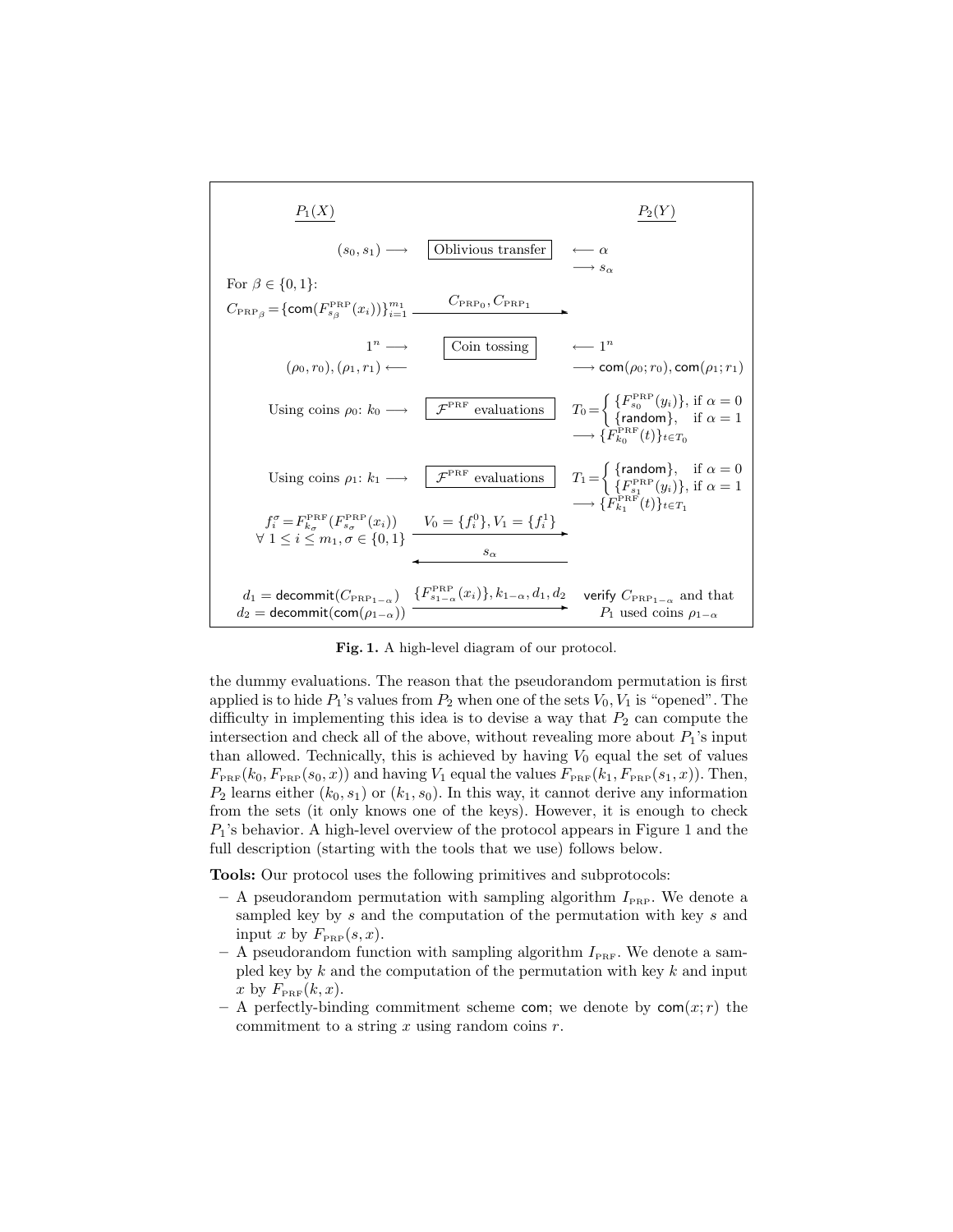| $P_1(X)$ | | $P_2(Y)$ |
|---|---|---|
| $(s_0, s_1) \longrightarrow$ | Oblivious transfer | $\longleftarrow \alpha$ <br> $\longrightarrow s_\alpha$ |
| For $\beta \in \{0,1\}$: <br> $C_{\text{PRP}_\beta} = \{\mathsf{com}(F^{\text{PRP}}_{s_\beta}(x_i))\}_{i=1}^{m_1}$ | $\xrightarrow{C_{\text{PRP}_0}, C_{\text{PRP}_1}}$ | |
| $1^n \longrightarrow$ <br> $(\rho_0, r_0), (\rho_1, r_1) \longleftarrow$ | Coin tossing | $\longleftarrow 1^n$ <br> $\longrightarrow \mathsf{com}(\rho_0; r_0), \mathsf{com}(\rho_1; r_1)$ |
| Using coins $\rho_0$: $k_0 \longrightarrow$ | $\mathcal{F}^{\text{PRF}}$ evaluations | $T_0 = \begin{cases} \{F^{\text{PRP}}_{s_0}(y_i)\}, & \text{if } \alpha = 0 \\ \{\mathsf{random}\}, & \text{if } \alpha = 1 \end{cases}$ <br> $\longrightarrow \{F^{\text{PRF}}_{k_0}(t)\}_{t \in T_0}$ |
| Using coins $\rho_1$: $k_1 \longrightarrow$ | $\mathcal{F}^{\text{PRF}}$ evaluations | $T_1 = \begin{cases} \{\mathsf{random}\}, & \text{if } \alpha = 0 \\ \{F^{\text{PRP}}_{s_1}(y_i)\}, & \text{if } \alpha = 1 \end{cases}$ <br> $\longrightarrow \{F^{\text{PRF}}_{k_1}(t)\}_{t \in T_1}$ |
| $f_i^\sigma = F^{\text{PRF}}_{k_\sigma}(F^{\text{PRP}}_{s_\sigma}(x_i))$ <br> $\forall\ 1 \le i \le m_1, \sigma \in \{0,1\}$ | $\xrightarrow{V_0 = \{f_i^0\}, V_1 = \{f_i^1\}}$ <br> $\xleftarrow{s_\alpha}$ | |
| $d_1 = \mathsf{decommit}(C_{\text{PRP}_{1-\alpha}})$ <br> $d_2 = \mathsf{decommit}(\mathsf{com}(\rho_{1-\alpha}))$ | $\xrightarrow{\{F^{\text{PRP}}_{s_{1-\alpha}}(x_i)\}, k_{1-\alpha}, d_1, d_2}$ | $\mathsf{verify}$ $C_{\text{PRP}_{1-\alpha}}$ and that $P_1$ used coins $\rho_{1-\alpha}$ |

**Fig. 1.** A high-level diagram of our protocol.

the dummy evaluations. The reason that the pseudorandom permutation is first applied is to hide $P_1$'s values from $P_2$ when one of the sets $V_0, V_1$ is "opened". The difficulty in implementing this idea is to devise a way that $P_2$ can compute the intersection and check all of the above, without revealing more about $P_1$'s input than allowed. Technically, this is achieved by having $V_0$ equal the set of values $F_{\text{PRF}}(k_0, F_{\text{PRP}}(s_0, x))$ and having $V_1$ equal the values $F_{\text{PRF}}(k_1, F_{\text{PRP}}(s_1, x))$. Then, $P_2$ learns either $(k_0, s_1)$ or $(k_1, s_0)$. In this way, it cannot derive any information from the sets (it only knows one of the keys). However, it is enough to check $P_1$'s behavior. A high-level overview of the protocol appears in Figure 1 and the full description (starting with the tools that we use) follows below.

**Tools:** Our protocol uses the following primitives and subprotocols:

- A pseudorandom permutation with sampling algorithm $I_{\text{PRP}}$. We denote a sampled key by $s$ and the computation of the permutation with key $s$ and input $x$ by $F_{\text{PRP}}(s, x)$.
- A pseudorandom function with sampling algorithm $I_{\text{PRF}}$. We denote a sampled key by $k$ and the computation of the permutation with key $k$ and input $x$ by $F_{\text{PRF}}(k, x)$.
- A perfectly-binding commitment scheme $\mathsf{com}$; we denote by $\mathsf{com}(x; r)$ the commitment to a string $x$ using random coins $r$.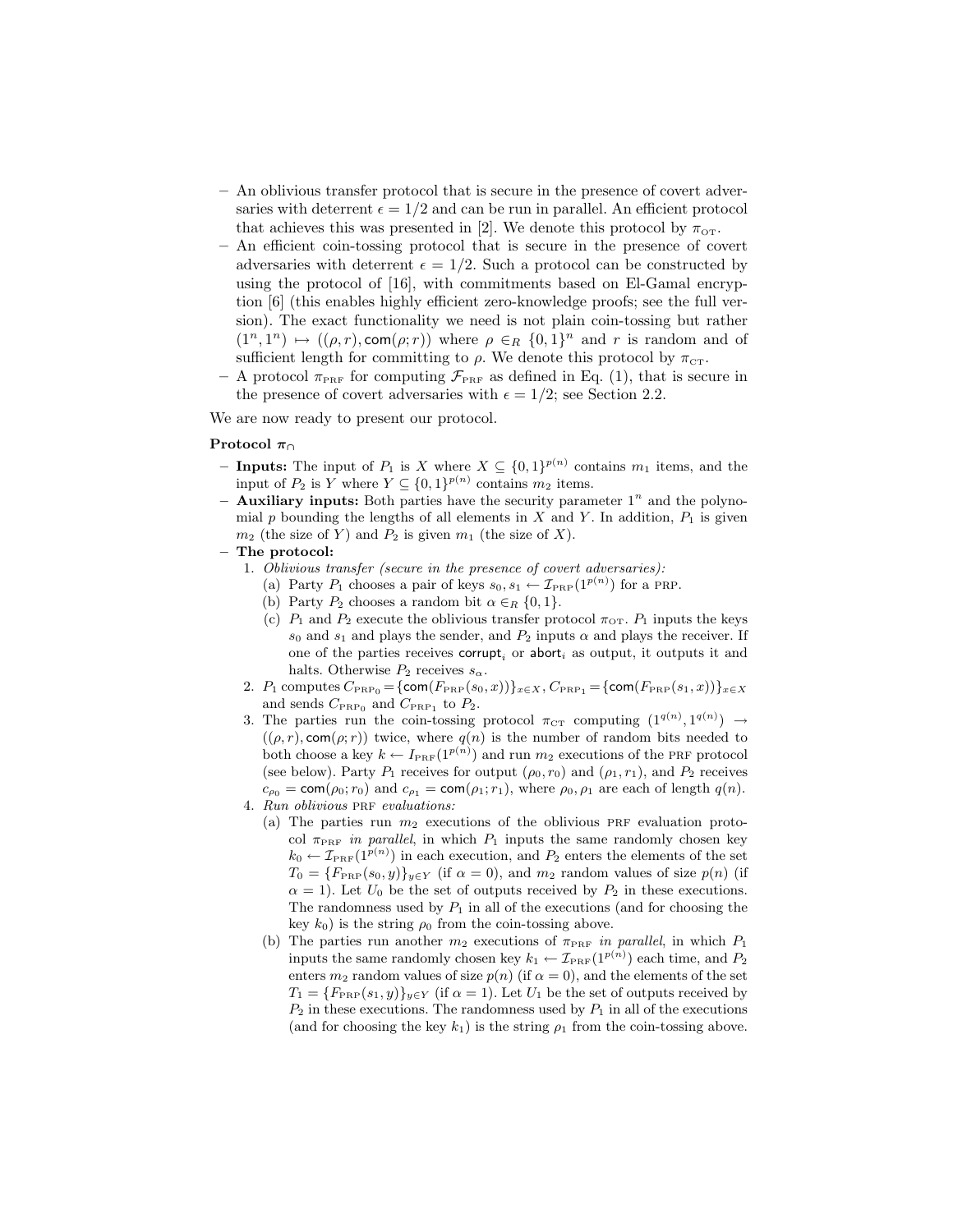- An oblivious transfer protocol that is secure in the presence of covert adversaries with deterrent $\epsilon = 1/2$ and can be run in parallel. An efficient protocol that achieves this was presented in [2]. We denote this protocol by $\pi_{\text{OT}}$.
- An efficient coin-tossing protocol that is secure in the presence of covert adversaries with deterrent $\epsilon = 1/2$. Such a protocol can be constructed by using the protocol of [16], with commitments based on El-Gamal encryption [6] (this enables highly efficient zero-knowledge proofs; see the full version). The exact functionality we need is not plain coin-tossing but rather $(1^n, 1^n) \mapsto ((\rho, r), \mathsf{com}(\rho; r))$ where $\rho \in_R \{0,1\}^n$ and $r$ is random and of sufficient length for committing to $\rho$. We denote this protocol by $\pi_{\text{CT}}$.
- A protocol $\pi_{\text{PRF}}$ for computing $\mathcal{F}_{\text{PRF}}$ as defined in Eq. (1), that is secure in the presence of covert adversaries with $\epsilon = 1/2$; see Section 2.2.

We are now ready to present our protocol.

**Protocol $\pi_\cap$**

- **Inputs:** The input of $P_1$ is $X$ where $X \subseteq \{0,1\}^{p(n)}$ contains $m_1$ items, and the input of $P_2$ is $Y$ where $Y \subseteq \{0,1\}^{p(n)}$ contains $m_2$ items.
- **Auxiliary inputs:** Both parties have the security parameter $1^n$ and the polynomial $p$ bounding the lengths of all elements in $X$ and $Y$. In addition, $P_1$ is given $m_2$ (the size of $Y$) and $P_2$ is given $m_1$ (the size of $X$).
- **The protocol:**
  1. *Oblivious transfer (secure in the presence of covert adversaries):*
     (a) Party $P_1$ chooses a pair of keys $s_0, s_1 \leftarrow \mathcal{I}_{\text{PRP}}(1^{p(n)})$ for a PRP.
     (b) Party $P_2$ chooses a random bit $\alpha \in_R \{0,1\}$.
     (c) $P_1$ and $P_2$ execute the oblivious transfer protocol $\pi_{\text{OT}}$. $P_1$ inputs the keys $s_0$ and $s_1$ and plays the sender, and $P_2$ inputs $\alpha$ and plays the receiver. If one of the parties receives $\mathsf{corrupt}_i$ or $\mathsf{abort}_i$ as output, it outputs it and halts. Otherwise $P_2$ receives $s_\alpha$.
  2. $P_1$ computes $C_{\text{PRP}_0} = \{\mathsf{com}(F_{\text{PRP}}(s_0, x))\}_{x \in X}$, $C_{\text{PRP}_1} = \{\mathsf{com}(F_{\text{PRP}}(s_1, x))\}_{x \in X}$ and sends $C_{\text{PRP}_0}$ and $C_{\text{PRP}_1}$ to $P_2$.
  3. The parties run the coin-tossing protocol $\pi_{\text{CT}}$ computing $(1^{q(n)}, 1^{q(n)}) \rightarrow ((\rho, r), \mathsf{com}(\rho; r))$ twice, where $q(n)$ is the number of random bits needed to both choose a key $k \leftarrow I_{\text{PRF}}(1^{p(n)})$ and run $m_2$ executions of the PRF protocol (see below). Party $P_1$ receives for output $(\rho_0, r_0)$ and $(\rho_1, r_1)$, and $P_2$ receives $c_{\rho_0} = \mathsf{com}(\rho_0; r_0)$ and $c_{\rho_1} = \mathsf{com}(\rho_1; r_1)$, where $\rho_0, \rho_1$ are each of length $q(n)$.
  4. *Run oblivious* PRF *evaluations:*
     (a) The parties run $m_2$ executions of the oblivious PRF evaluation protocol $\pi_{\text{PRF}}$ *in parallel*, in which $P_1$ inputs the same randomly chosen key $k_0 \leftarrow \mathcal{I}_{\text{PRF}}(1^{p(n)})$ in each execution, and $P_2$ enters the elements of the set $T_0 = \{F_{\text{PRP}}(s_0, y)\}_{y \in Y}$ (if $\alpha = 0$), and $m_2$ random values of size $p(n)$ (if $\alpha = 1$). Let $U_0$ be the set of outputs received by $P_2$ in these executions. The randomness used by $P_1$ in all of the executions (and for choosing the key $k_0$) is the string $\rho_0$ from the coin-tossing above.
     (b) The parties run another $m_2$ executions of $\pi_{\text{PRF}}$ *in parallel*, in which $P_1$ inputs the same randomly chosen key $k_1 \leftarrow \mathcal{I}_{\text{PRF}}(1^{p(n)})$ each time, and $P_2$ enters $m_2$ random values of size $p(n)$ (if $\alpha = 0$), and the elements of the set $T_1 = \{F_{\text{PRP}}(s_1, y)\}_{y \in Y}$ (if $\alpha = 1$). Let $U_1$ be the set of outputs received by $P_2$ in these executions. The randomness used by $P_1$ in all of the executions (and for choosing the key $k_1$) is the string $\rho_1$ from the coin-tossing above.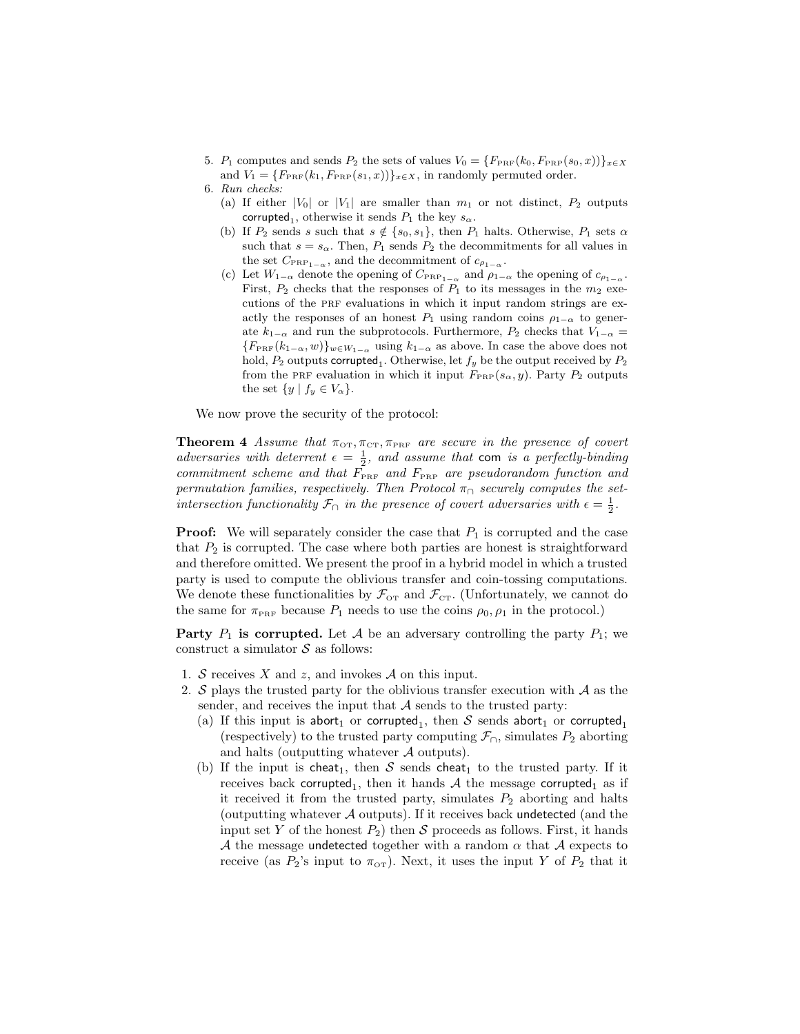5. $P_1$ computes and sends $P_2$ the sets of values $V_0 = \{F_{\text{PRF}}(k_0, F_{\text{PRP}}(s_0, x))\}_{x \in X}$ and $V_1 = \{F_{\text{PRF}}(k_1, F_{\text{PRP}}(s_1, x))\}_{x \in X}$, in randomly permuted order.
6. *Run checks:*
   (a) If either $|V_0|$ or $|V_1|$ are smaller than $m_1$ or not distinct, $P_2$ outputs $\mathsf{corrupted}_1$, otherwise it sends $P_1$ the key $s_\alpha$.
   (b) If $P_2$ sends $s$ such that $s \notin \{s_0, s_1\}$, then $P_1$ halts. Otherwise, $P_1$ sets $\alpha$ such that $s = s_\alpha$. Then, $P_1$ sends $P_2$ the decommitments for all values in the set $C_{\text{PRP}_{1-\alpha}}$, and the decommitment of $c_{\rho_{1-\alpha}}$.
   (c) Let $W_{1-\alpha}$ denote the opening of $C_{\text{PRP}_{1-\alpha}}$ and $\rho_{1-\alpha}$ the opening of $c_{\rho_{1-\alpha}}$. First, $P_2$ checks that the responses of $P_1$ to its messages in the $m_2$ executions of the PRF evaluations in which it input random strings are exactly the responses of an honest $P_1$ using random coins $\rho_{1-\alpha}$ to generate $k_{1-\alpha}$ and run the subprotocols. Furthermore, $P_2$ checks that $V_{1-\alpha} = \{F_{\text{PRF}}(k_{1-\alpha}, w)\}_{w \in W_{1-\alpha}}$ using $k_{1-\alpha}$ as above. In case the above does not hold, $P_2$ outputs $\mathsf{corrupted}_1$. Otherwise, let $f_y$ be the output received by $P_2$ from the PRF evaluation in which it input $F_{\text{PRP}}(s_\alpha, y)$. Party $P_2$ outputs the set $\{y \mid f_y \in V_\alpha\}$.

We now prove the security of the protocol:

**Theorem 4** *Assume that $\pi_{\text{OT}}, \pi_{\text{CT}}, \pi_{\text{PRF}}$ are secure in the presence of covert adversaries with deterrent $\epsilon = \frac{1}{2}$, and assume that* $\mathsf{com}$ *is a perfectly-binding commitment scheme and that $F_{\text{PRF}}$ and $F_{\text{PRP}}$ are pseudorandom function and permutation families, respectively. Then Protocol $\pi_\cap$ securely computes the set-intersection functionality $\mathcal{F}_\cap$ in the presence of covert adversaries with $\epsilon = \frac{1}{2}$.*

**Proof:** We will separately consider the case that $P_1$ is corrupted and the case that $P_2$ is corrupted. The case where both parties are honest is straightforward and therefore omitted. We present the proof in a hybrid model in which a trusted party is used to compute the oblivious transfer and coin-tossing computations. We denote these functionalities by $\mathcal{F}_{\text{OT}}$ and $\mathcal{F}_{\text{CT}}$. (Unfortunately, we cannot do the same for $\pi_{\text{PRF}}$ because $P_1$ needs to use the coins $\rho_0, \rho_1$ in the protocol.)

**Party $P_1$ is corrupted.** Let $\mathcal{A}$ be an adversary controlling the party $P_1$; we construct a simulator $\mathcal{S}$ as follows:

1. $\mathcal{S}$ receives $X$ and $z$, and invokes $\mathcal{A}$ on this input.
2. $\mathcal{S}$ plays the trusted party for the oblivious transfer execution with $\mathcal{A}$ as the sender, and receives the input that $\mathcal{A}$ sends to the trusted party:
   (a) If this input is $\mathsf{abort}_1$ or $\mathsf{corrupted}_1$, then $\mathcal{S}$ sends $\mathsf{abort}_1$ or $\mathsf{corrupted}_1$ (respectively) to the trusted party computing $\mathcal{F}_\cap$, simulates $P_2$ aborting and halts (outputting whatever $\mathcal{A}$ outputs).
   (b) If the input is $\mathsf{cheat}_1$, then $\mathcal{S}$ sends $\mathsf{cheat}_1$ to the trusted party. If it receives back $\mathsf{corrupted}_1$, then it hands $\mathcal{A}$ the message $\mathsf{corrupted}_1$ as if it received it from the trusted party, simulates $P_2$ aborting and halts (outputting whatever $\mathcal{A}$ outputs). If it receives back $\mathsf{undetected}$ (and the input set $Y$ of the honest $P_2$) then $\mathcal{S}$ proceeds as follows. First, it hands $\mathcal{A}$ the message $\mathsf{undetected}$ together with a random $\alpha$ that $\mathcal{A}$ expects to receive (as $P_2$'s input to $\pi_{\text{OT}}$). Next, it uses the input $Y$ of $P_2$ that it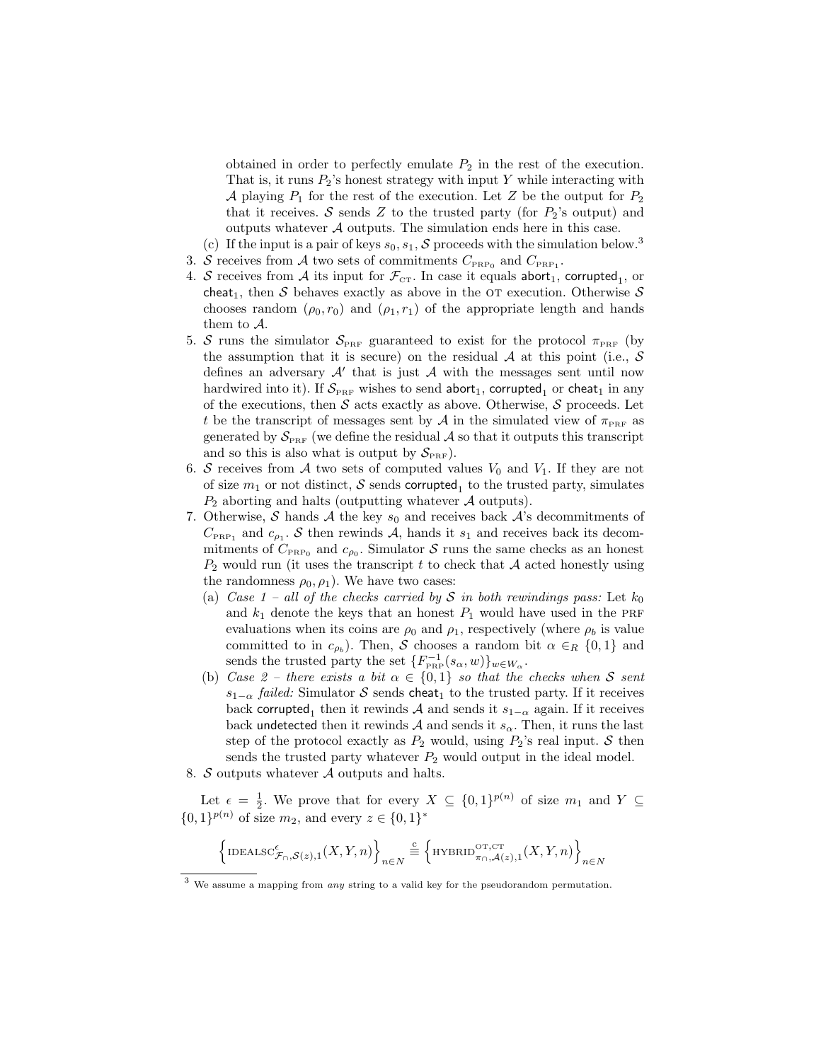obtained in order to perfectly emulate $P_2$ in the rest of the execution. That is, it runs $P_2$'s honest strategy with input $Y$ while interacting with $\mathcal{A}$ playing $P_1$ for the rest of the execution. Let $Z$ be the output for $P_2$ that it receives. $\mathcal{S}$ sends $Z$ to the trusted party (for $P_2$'s output) and outputs whatever $\mathcal{A}$ outputs. The simulation ends here in this case.

   (c) If the input is a pair of keys $s_0, s_1$, $\mathcal{S}$ proceeds with the simulation below.[3]

3. $\mathcal{S}$ receives from $\mathcal{A}$ two sets of commitments $C_{\text{PRP}_0}$ and $C_{\text{PRP}_1}$.
4. $\mathcal{S}$ receives from $\mathcal{A}$ its input for $\mathcal{F}_{\text{CT}}$. In case it equals $\mathsf{abort}_1$, $\mathsf{corrupted}_1$, or $\mathsf{cheat}_1$, then $\mathcal{S}$ behaves exactly as above in the OT execution. Otherwise $\mathcal{S}$ chooses random $(\rho_0, r_0)$ and $(\rho_1, r_1)$ of the appropriate length and hands them to $\mathcal{A}$.
5. $\mathcal{S}$ runs the simulator $\mathcal{S}_{\text{PRF}}$ guaranteed to exist for the protocol $\pi_{\text{PRF}}$ (by the assumption that it is secure) on the residual $\mathcal{A}$ at this point (i.e., $\mathcal{S}$ defines an adversary $\mathcal{A}'$ that is just $\mathcal{A}$ with the messages sent until now hardwired into it). If $\mathcal{S}_{\text{PRF}}$ wishes to send $\mathsf{abort}_1$, $\mathsf{corrupted}_1$ or $\mathsf{cheat}_1$ in any of the executions, then $\mathcal{S}$ acts exactly as above. Otherwise, $\mathcal{S}$ proceeds. Let $t$ be the transcript of messages sent by $\mathcal{A}$ in the simulated view of $\pi_{\text{PRF}}$ as generated by $\mathcal{S}_{\text{PRF}}$ (we define the residual $\mathcal{A}$ so that it outputs this transcript and so this is also what is output by $\mathcal{S}_{\text{PRF}}$).
6. $\mathcal{S}$ receives from $\mathcal{A}$ two sets of computed values $V_0$ and $V_1$. If they are not of size $m_1$ or not distinct, $\mathcal{S}$ sends $\mathsf{corrupted}_1$ to the trusted party, simulates $P_2$ aborting and halts (outputting whatever $\mathcal{A}$ outputs).
7. Otherwise, $\mathcal{S}$ hands $\mathcal{A}$ the key $s_0$ and receives back $\mathcal{A}$'s decommitments of $C_{\text{PRP}_1}$ and $c_{\rho_1}$. $\mathcal{S}$ then rewinds $\mathcal{A}$, hands it $s_1$ and receives back its decommitments of $C_{\text{PRP}_0}$ and $c_{\rho_0}$. Simulator $\mathcal{S}$ runs the same checks as an honest $P_2$ would run (it uses the transcript $t$ to check that $\mathcal{A}$ acted honestly using the randomness $\rho_0, \rho_1$). We have two cases:
   (a) *Case 1 – all of the checks carried by $\mathcal{S}$ in both rewindings pass:* Let $k_0$ and $k_1$ denote the keys that an honest $P_1$ would have used in the PRF evaluations when its coins are $\rho_0$ and $\rho_1$, respectively (where $\rho_b$ is value committed to in $c_{\rho_b}$). Then, $\mathcal{S}$ chooses a random bit $\alpha \in_R \{0,1\}$ and sends the trusted party the set $\{F^{-1}_{\text{PRP}}(s_\alpha, w)\}_{w \in W_\alpha}$.
   (b) *Case 2 – there exists a bit $\alpha \in \{0,1\}$ so that the checks when $\mathcal{S}$ sent $s_{1-\alpha}$ failed:* Simulator $\mathcal{S}$ sends $\mathsf{cheat}_1$ to the trusted party. If it receives back $\mathsf{corrupted}_1$ then it rewinds $\mathcal{A}$ and sends it $s_{1-\alpha}$ again. If it receives back $\mathsf{undetected}$ then it rewinds $\mathcal{A}$ and sends it $s_\alpha$. Then, it runs the last step of the protocol exactly as $P_2$ would, using $P_2$'s real input. $\mathcal{S}$ then sends the trusted party whatever $P_2$ would output in the ideal model.
8. $\mathcal{S}$ outputs whatever $\mathcal{A}$ outputs and halts.

Let $\epsilon = \frac{1}{2}$. We prove that for every $X \subseteq \{0,1\}^{p(n)}$ of size $m_1$ and $Y \subseteq \{0,1\}^{p(n)}$ of size $m_2$, and every $z \in \{0,1\}^*$

$$\left\{\text{IDEALSC}^{\epsilon}_{\mathcal{F}_\cap,\mathcal{S}(z),1}(X,Y,n)\right\}_{n \in N} \stackrel{c}{\equiv} \left\{\text{HYBRID}^{\text{OT,CT}}_{\pi_\cap,\mathcal{A}(z),1}(X,Y,n)\right\}_{n \in N}$$

[3] We assume a mapping from *any* string to a valid key for the pseudorandom permutation.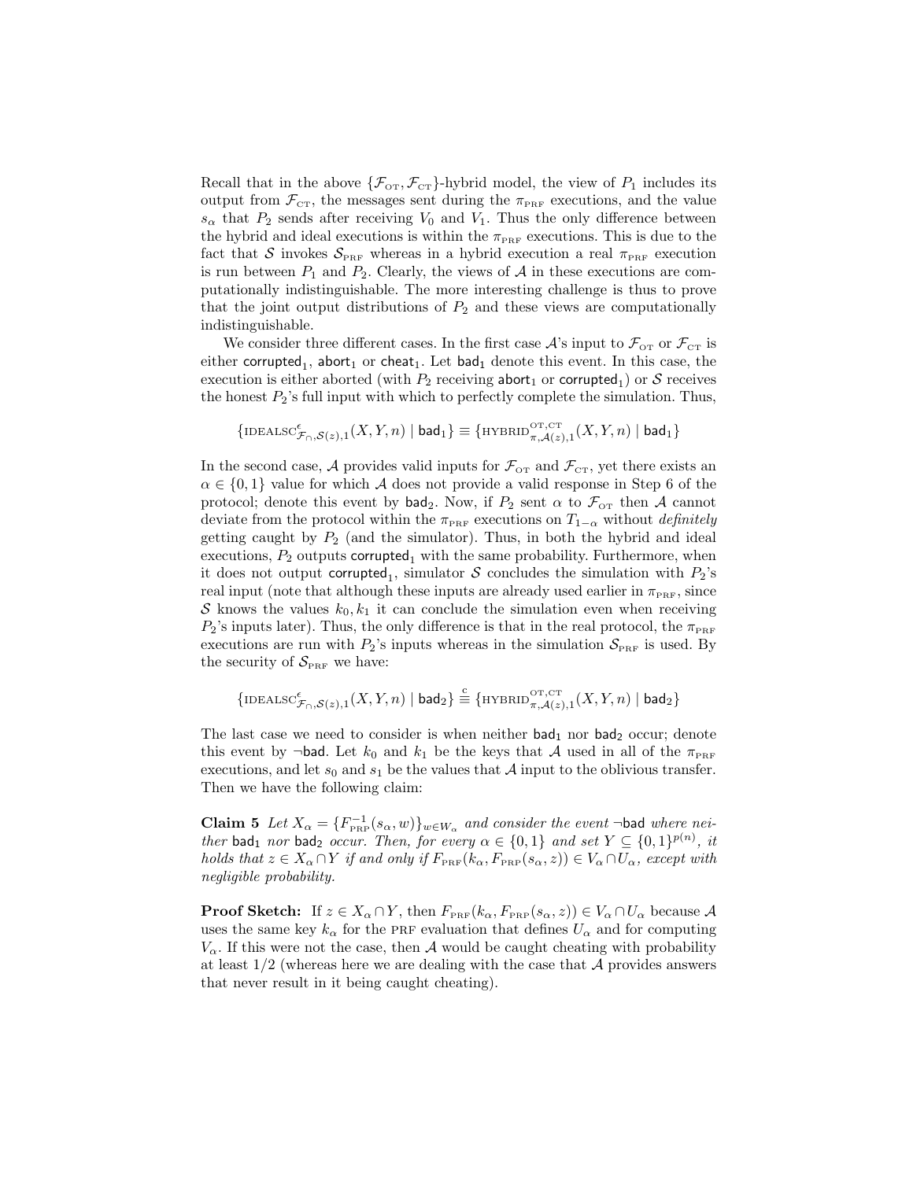Recall that in the above $\{\mathcal{F}_{\text{OT}}, \mathcal{F}_{\text{CT}}\}$-hybrid model, the view of $P_1$ includes its output from $\mathcal{F}_{\text{CT}}$, the messages sent during the $\pi_{\text{PRF}}$ executions, and the value $s_\alpha$ that $P_2$ sends after receiving $V_0$ and $V_1$. Thus the only difference between the hybrid and ideal executions is within the $\pi_{\text{PRF}}$ executions. This is due to the fact that $\mathcal{S}$ invokes $\mathcal{S}_{\text{PRF}}$ whereas in a hybrid execution a real $\pi_{\text{PRF}}$ execution is run between $P_1$ and $P_2$. Clearly, the views of $\mathcal{A}$ in these executions are computationally indistinguishable. The more interesting challenge is thus to prove that the joint output distributions of $P_2$ and these views are computationally indistinguishable.

We consider three different cases. In the first case $\mathcal{A}$'s input to $\mathcal{F}_{\text{OT}}$ or $\mathcal{F}_{\text{CT}}$ is either $\mathsf{corrupted}_1$, $\mathsf{abort}_1$ or $\mathsf{cheat}_1$. Let $\mathsf{bad}_1$ denote this event. In this case, the execution is either aborted (with $P_2$ receiving $\mathsf{abort}_1$ or $\mathsf{corrupted}_1$) or $\mathcal{S}$ receives the honest $P_2$'s full input with which to perfectly complete the simulation. Thus,

$$\{\text{IDEALSC}^{\epsilon}_{\mathcal{F}_\cap,\mathcal{S}(z),1}(X,Y,n) \mid \mathsf{bad}_1\} \equiv \{\text{HYBRID}^{\text{OT,CT}}_{\pi,\mathcal{A}(z),1}(X,Y,n) \mid \mathsf{bad}_1\}$$

In the second case, $\mathcal{A}$ provides valid inputs for $\mathcal{F}_{\text{OT}}$ and $\mathcal{F}_{\text{CT}}$, yet there exists an $\alpha \in \{0,1\}$ value for which $\mathcal{A}$ does not provide a valid response in Step 6 of the protocol; denote this event by $\mathsf{bad}_2$. Now, if $P_2$ sent $\alpha$ to $\mathcal{F}_{\text{OT}}$ then $\mathcal{A}$ cannot deviate from the protocol within the $\pi_{\text{PRF}}$ executions on $T_{1-\alpha}$ without *definitely* getting caught by $P_2$ (and the simulator). Thus, in both the hybrid and ideal executions, $P_2$ outputs $\mathsf{corrupted}_1$ with the same probability. Furthermore, when it does not output $\mathsf{corrupted}_1$, simulator $\mathcal{S}$ concludes the simulation with $P_2$'s real input (note that although these inputs are already used earlier in $\pi_{\text{PRF}}$, since $\mathcal{S}$ knows the values $k_0, k_1$ it can conclude the simulation even when receiving $P_2$'s inputs later). Thus, the only difference is that in the real protocol, the $\pi_{\text{PRF}}$ executions are run with $P_2$'s inputs whereas in the simulation $\mathcal{S}_{\text{PRF}}$ is used. By the security of $\mathcal{S}_{\text{PRF}}$ we have:

$$\{\text{IDEALSC}^{\epsilon}_{\mathcal{F}_\cap,\mathcal{S}(z),1}(X,Y,n) \mid \mathsf{bad}_2\} \stackrel{c}{\equiv} \{\text{HYBRID}^{\text{OT,CT}}_{\pi,\mathcal{A}(z),1}(X,Y,n) \mid \mathsf{bad}_2\}$$

The last case we need to consider is when neither $\mathsf{bad}_1$ nor $\mathsf{bad}_2$ occur; denote this event by $\neg\mathsf{bad}$. Let $k_0$ and $k_1$ be the keys that $\mathcal{A}$ used in all of the $\pi_{\text{PRF}}$ executions, and let $s_0$ and $s_1$ be the values that $\mathcal{A}$ input to the oblivious transfer. Then we have the following claim:

**Claim 5** *Let $X_\alpha = \{F^{-1}_{\text{PRP}}(s_\alpha, w)\}_{w \in W_\alpha}$ and consider the event $\neg\mathsf{bad}$ where neither $\mathsf{bad}_1$ nor $\mathsf{bad}_2$ occur. Then, for every $\alpha \in \{0,1\}$ and set $Y \subseteq \{0,1\}^{p(n)}$, it holds that $z \in X_\alpha \cap Y$ if and only if $F_{\text{PRF}}(k_\alpha, F_{\text{PRP}}(s_\alpha, z)) \in V_\alpha \cap U_\alpha$, except with negligible probability.*

**Proof Sketch:** If $z \in X_\alpha \cap Y$, then $F_{\text{PRF}}(k_\alpha, F_{\text{PRP}}(s_\alpha, z)) \in V_\alpha \cap U_\alpha$ because $\mathcal{A}$ uses the same key $k_\alpha$ for the PRF evaluation that defines $U_\alpha$ and for computing $V_\alpha$. If this were not the case, then $\mathcal{A}$ would be caught cheating with probability at least $1/2$ (whereas here we are dealing with the case that $\mathcal{A}$ provides answers that never result in it being caught cheating).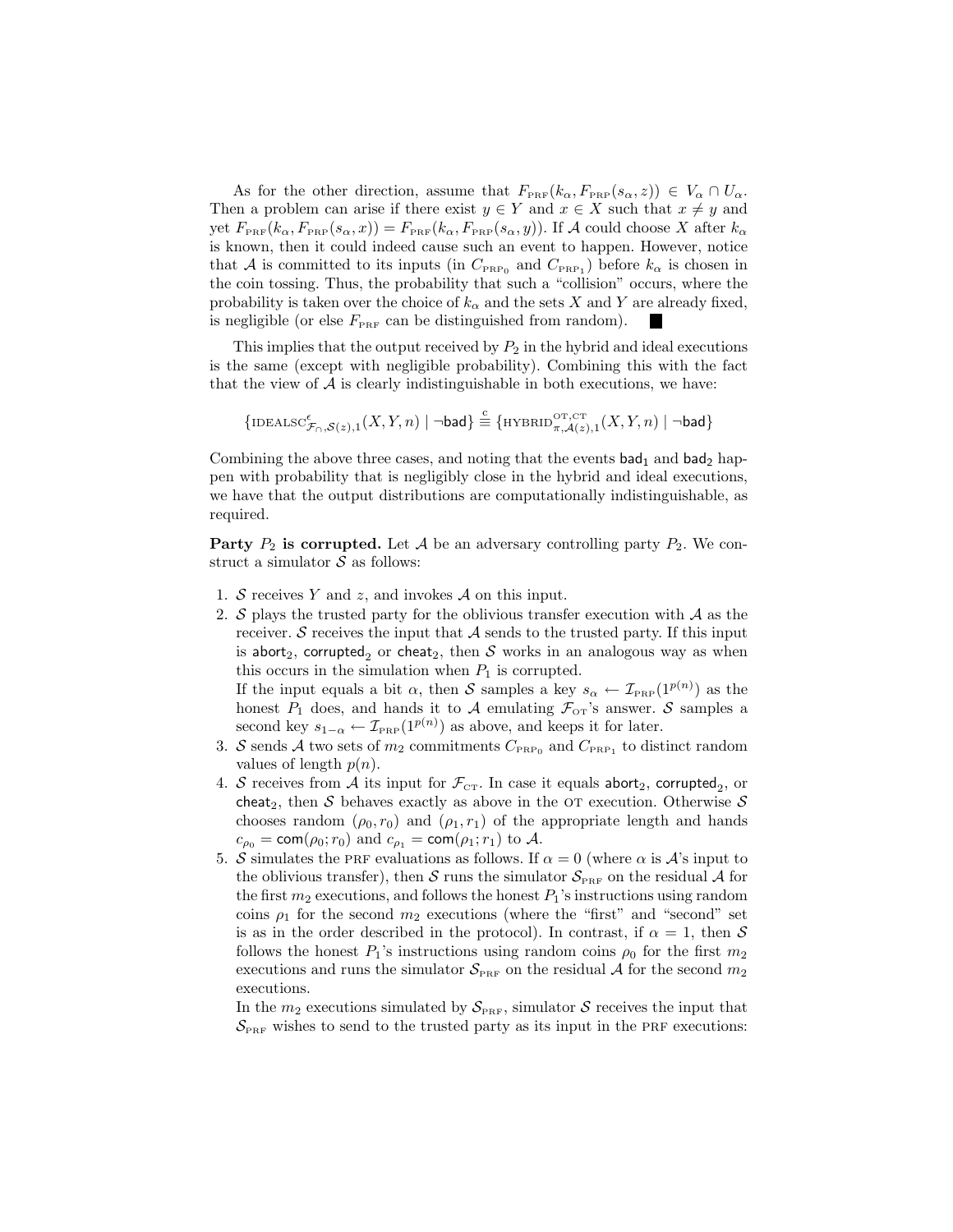As for the other direction, assume that $F_{\text{PRF}}(k_\alpha, F_{\text{PRP}}(s_\alpha, z)) \in V_\alpha \cap U_\alpha$. Then a problem can arise if there exist $y \in Y$ and $x \in X$ such that $x \neq y$ and yet $F_{\text{PRF}}(k_\alpha, F_{\text{PRP}}(s_\alpha, x)) = F_{\text{PRF}}(k_\alpha, F_{\text{PRP}}(s_\alpha, y))$. If $\mathcal{A}$ could choose $X$ after $k_\alpha$ is known, then it could indeed cause such an event to happen. However, notice that $\mathcal{A}$ is committed to its inputs (in $C_{\text{PRP}_0}$ and $C_{\text{PRP}_1}$) before $k_\alpha$ is chosen in the coin tossing. Thus, the probability that such a "collision" occurs, where the probability is taken over the choice of $k_\alpha$ and the sets $X$ and $Y$ are already fixed, is negligible (or else $F_{\text{PRF}}$ can be distinguished from random). ∎

This implies that the output received by $P_2$ in the hybrid and ideal executions is the same (except with negligible probability). Combining this with the fact that the view of $\mathcal{A}$ is clearly indistinguishable in both executions, we have:

$$\{\text{IDEALSC}^{\epsilon}_{\mathcal{F}_\cap,\mathcal{S}(z),1}(X,Y,n) \mid \neg\mathsf{bad}\} \stackrel{c}{\equiv} \{\text{HYBRID}^{\text{OT,CT}}_{\pi,\mathcal{A}(z),1}(X,Y,n) \mid \neg\mathsf{bad}\}$$

Combining the above three cases, and noting that the events $\mathsf{bad}_1$ and $\mathsf{bad}_2$ happen with probability that is negligibly close in the hybrid and ideal executions, we have that the output distributions are computationally indistinguishable, as required.

**Party $P_2$ is corrupted.** Let $\mathcal{A}$ be an adversary controlling party $P_2$. We construct a simulator $\mathcal{S}$ as follows:

1. $\mathcal{S}$ receives $Y$ and $z$, and invokes $\mathcal{A}$ on this input.
2. $\mathcal{S}$ plays the trusted party for the oblivious transfer execution with $\mathcal{A}$ as the receiver. $\mathcal{S}$ receives the input that $\mathcal{A}$ sends to the trusted party. If this input is $\mathsf{abort}_2$, $\mathsf{corrupted}_2$ or $\mathsf{cheat}_2$, then $\mathcal{S}$ works in an analogous way as when this occurs in the simulation when $P_1$ is corrupted.
   If the input equals a bit $\alpha$, then $\mathcal{S}$ samples a key $s_\alpha \leftarrow \mathcal{I}_{\text{PRP}}(1^{p(n)})$ as the honest $P_1$ does, and hands it to $\mathcal{A}$ emulating $\mathcal{F}_{\text{OT}}$'s answer. $\mathcal{S}$ samples a second key $s_{1-\alpha} \leftarrow \mathcal{I}_{\text{PRP}}(1^{p(n)})$ as above, and keeps it for later.
3. $\mathcal{S}$ sends $\mathcal{A}$ two sets of $m_2$ commitments $C_{\text{PRP}_0}$ and $C_{\text{PRP}_1}$ to distinct random values of length $p(n)$.
4. $\mathcal{S}$ receives from $\mathcal{A}$ its input for $\mathcal{F}_{\text{CT}}$. In case it equals $\mathsf{abort}_2$, $\mathsf{corrupted}_2$, or $\mathsf{cheat}_2$, then $\mathcal{S}$ behaves exactly as above in the OT execution. Otherwise $\mathcal{S}$ chooses random $(\rho_0, r_0)$ and $(\rho_1, r_1)$ of the appropriate length and hands $c_{\rho_0} = \mathsf{com}(\rho_0; r_0)$ and $c_{\rho_1} = \mathsf{com}(\rho_1; r_1)$ to $\mathcal{A}$.
5. $\mathcal{S}$ simulates the PRF evaluations as follows. If $\alpha = 0$ (where $\alpha$ is $\mathcal{A}$'s input to the oblivious transfer), then $\mathcal{S}$ runs the simulator $\mathcal{S}_{\text{PRF}}$ on the residual $\mathcal{A}$ for the first $m_2$ executions, and follows the honest $P_1$'s instructions using random coins $\rho_1$ for the second $m_2$ executions (where the "first" and "second" set is as in the order described in the protocol). In contrast, if $\alpha = 1$, then $\mathcal{S}$ follows the honest $P_1$'s instructions using random coins $\rho_0$ for the first $m_2$ executions and runs the simulator $\mathcal{S}_{\text{PRF}}$ on the residual $\mathcal{A}$ for the second $m_2$ executions.
   In the $m_2$ executions simulated by $\mathcal{S}_{\text{PRF}}$, simulator $\mathcal{S}$ receives the input that $\mathcal{S}_{\text{PRF}}$ wishes to send to the trusted party as its input in the PRF executions: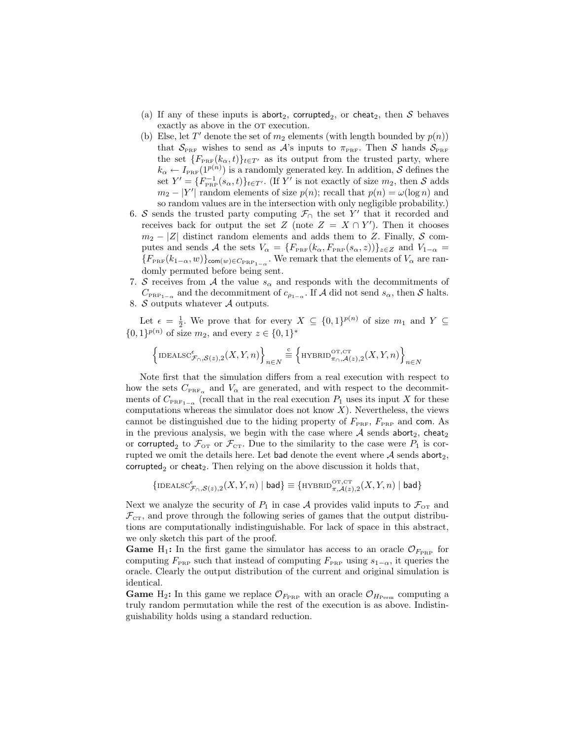(a) If any of these inputs is $\mathsf{abort}_2$, $\mathsf{corrupted}_2$, or $\mathsf{cheat}_2$, then $\mathcal{S}$ behaves exactly as above in the OT execution.

(b) Else, let $T'$ denote the set of $m_2$ elements (with length bounded by $p(n)$) that $\mathcal{S}_{\text{PRF}}$ wishes to send as $\mathcal{A}$'s inputs to $\pi_{\text{PRF}}$. Then $\mathcal{S}$ hands $\mathcal{S}_{\text{PRF}}$ the set $\{F_{\text{PRF}}(k_\alpha, t)\}_{t \in T'}$ as its output from the trusted party, where $k_\alpha \leftarrow I_{\text{PRF}}(1^{p(n)})$ is a randomly generated key. In addition, $\mathcal{S}$ defines the set $Y' = \{F^{-1}_{\text{PRP}}(s_\alpha, t)\}_{t \in T'}$. (If $Y'$ is not exactly of size $m_2$, then $\mathcal{S}$ adds $m_2 - |Y'|$ random elements of size $p(n)$; recall that $p(n) = \omega(\log n)$ and so random values are in the intersection with only negligible probability.)

6. $\mathcal{S}$ sends the trusted party computing $\mathcal{F}_\cap$ the set $Y'$ that it recorded and receives back for output the set $Z$ (note $Z = X \cap Y'$). Then it chooses $m_2 - |Z|$ distinct random elements and adds them to $Z$. Finally, $\mathcal{S}$ computes and sends $\mathcal{A}$ the sets $V_\alpha = \{F_{\text{PRF}}(k_\alpha, F_{\text{PRP}}(s_\alpha, z))\}_{z \in Z}$ and $V_{1-\alpha} = \{F_{\text{PRF}}(k_{1-\alpha}, w)\}_{\mathsf{com}(w) \in C_{\text{PRP}_{1-\alpha}}}$. We remark that the elements of $V_\alpha$ are randomly permuted before being sent.
7. $\mathcal{S}$ receives from $\mathcal{A}$ the value $s_\alpha$ and responds with the decommitments of $C_{\text{PRP}_{1-\alpha}}$ and the decommitment of $c_{\rho_{1-\alpha}}$. If $\mathcal{A}$ did not send $s_\alpha$, then $\mathcal{S}$ halts.
8. $\mathcal{S}$ outputs whatever $\mathcal{A}$ outputs.

Let $\epsilon = \frac{1}{2}$. We prove that for every $X \subseteq \{0,1\}^{p(n)}$ of size $m_1$ and $Y \subseteq \{0,1\}^{p(n)}$ of size $m_2$, and every $z \in \{0,1\}^*$

$$\left\{\text{IDEALSC}^{\epsilon}_{\mathcal{F}_\cap, \mathcal{S}(z), 2}(X, Y, n)\right\}_{n \in N} \stackrel{c}{\equiv} \left\{\text{HYBRID}^{\text{OT,CT}}_{\pi_\cap, \mathcal{A}(z), 2}(X, Y, n)\right\}_{n \in N}$$

Note first that the simulation differs from a real execution with respect to how the sets $C_{\text{PRF}_\alpha}$ and $V_\alpha$ are generated, and with respect to the decommitments of $C_{\text{PRF}_{1-\alpha}}$ (recall that in the real execution $P_1$ uses its input $X$ for these computations whereas the simulator does not know $X$). Nevertheless, the views cannot be distinguished due to the hiding property of $F_{\text{PRF}}$, $F_{\text{PRP}}$ and $\mathsf{com}$. As in the previous analysis, we begin with the case where $\mathcal{A}$ sends $\mathsf{abort}_2$, $\mathsf{cheat}_2$ or $\mathsf{corrupted}_2$ to $\mathcal{F}_{\text{OT}}$ or $\mathcal{F}_{\text{CT}}$. Due to the similarity to the case were $P_1$ is corrupted we omit the details here. Let $\mathsf{bad}$ denote the event where $\mathcal{A}$ sends $\mathsf{abort}_2$, $\mathsf{corrupted}_2$ or $\mathsf{cheat}_2$. Then relying on the above discussion it holds that,

$$\{\text{IDEALSC}^{\epsilon}_{\mathcal{F}_\cap, \mathcal{S}(z), 2}(X, Y, n) \mid \mathsf{bad}\} \equiv \{\text{HYBRID}^{\text{OT,CT}}_{\pi, \mathcal{A}(z), 2}(X, Y, n) \mid \mathsf{bad}\}$$

Next we analyze the security of $P_1$ in case $\mathcal{A}$ provides valid inputs to $\mathcal{F}_{\text{OT}}$ and $\mathcal{F}_{\text{CT}}$, and prove through the following series of games that the output distributions are computationally indistinguishable. For lack of space in this abstract, we only sketch this part of the proof.

**Game** $\text{H}_1$**:** In the first game the simulator has access to an oracle $\mathcal{O}_{F_{\text{PRP}}}$ for computing $F_{\text{PRP}}$ such that instead of computing $F_{\text{PRP}}$ using $s_{1-\alpha}$, it queries the oracle. Clearly the output distribution of the current and original simulation is identical.

**Game** $\text{H}_2$**:** In this game we replace $\mathcal{O}_{F_{\text{PRP}}}$ with an oracle $\mathcal{O}_{H_{\text{Perm}}}$ computing a truly random permutation while the rest of the execution is as above. Indistinguishability holds using a standard reduction.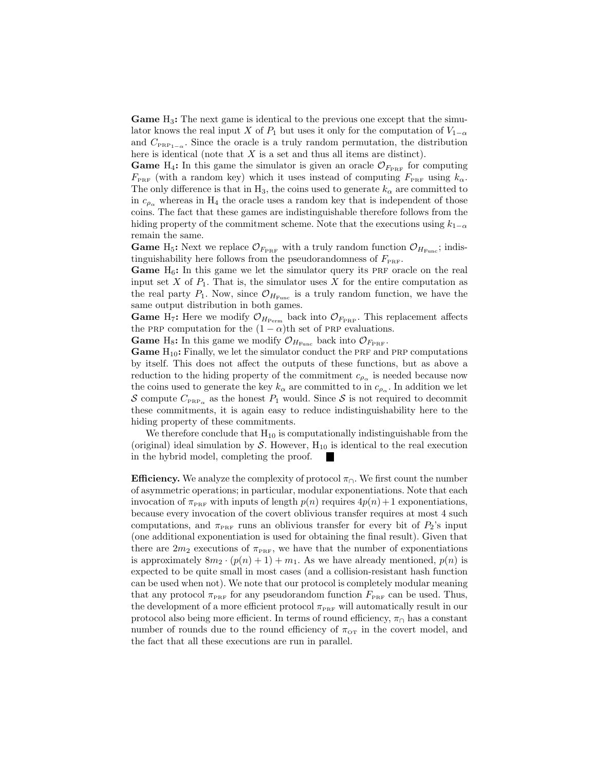**Game** $\mathrm{H}_3$**:** The next game is identical to the previous one except that the simulator knows the real input $X$ of $P_1$ but uses it only for the computation of $V_{1-\alpha}$ and $C_{\mathrm{PRP}_{1-\alpha}}$. Since the oracle is a truly random permutation, the distribution here is identical (note that $X$ is a set and thus all items are distinct).

**Game** $\mathrm{H}_4$**:** In this game the simulator is given an oracle $\mathcal{O}_{F_{\mathrm{PRF}}}$ for computing $F_{\mathrm{PRF}}$ (with a random key) which it uses instead of computing $F_{\mathrm{PRF}}$ using $k_\alpha$. The only difference is that in $\mathrm{H}_3$, the coins used to generate $k_\alpha$ are committed to in $c_{\rho_\alpha}$ whereas in $\mathrm{H}_4$ the oracle uses a random key that is independent of those coins. The fact that these games are indistinguishable therefore follows from the hiding property of the commitment scheme. Note that the executions using $k_{1-\alpha}$ remain the same.

**Game** $\mathrm{H}_5$**:** Next we replace $\mathcal{O}_{F_{\mathrm{PRF}}}$ with a truly random function $\mathcal{O}_{H_{\mathrm{Func}}}$; indistinguishability here follows from the pseudorandomness of $F_{\mathrm{PRF}}$.

**Game** $\mathrm{H}_6$**:** In this game we let the simulator query its PRF oracle on the real input set $X$ of $P_1$. That is, the simulator uses $X$ for the entire computation as the real party $P_1$. Now, since $\mathcal{O}_{H_{\mathrm{Func}}}$ is a truly random function, we have the same output distribution in both games.

**Game** $\mathrm{H}_7$**:** Here we modify $\mathcal{O}_{H_{\mathrm{Perm}}}$ back into $\mathcal{O}_{F_{\mathrm{PRP}}}$. This replacement affects the PRP computation for the $(1-\alpha)$th set of PRP evaluations.

**Game** $\mathrm{H}_8$**:** In this game we modify $\mathcal{O}_{H_{\mathrm{Func}}}$ back into $\mathcal{O}_{F_{\mathrm{PRF}}}$.

**Game** $\mathrm{H}_{10}$**:** Finally, we let the simulator conduct the PRF and PRP computations by itself. This does not affect the outputs of these functions, but as above a reduction to the hiding property of the commitment $c_{\rho_\alpha}$ is needed because now the coins used to generate the key $k_\alpha$ are committed to in $c_{\rho_\alpha}$. In addition we let $\mathcal{S}$ compute $C_{\mathrm{PRP}_\alpha}$ as the honest $P_1$ would. Since $\mathcal{S}$ is not required to decommit these commitments, it is again easy to reduce indistinguishability here to the hiding property of these commitments.

We therefore conclude that $\mathrm{H}_{10}$ is computationally indistinguishable from the (original) ideal simulation by $\mathcal{S}$. However, $\mathrm{H}_{10}$ is identical to the real execution in the hybrid model, completing the proof. ■

**Efficiency.** We analyze the complexity of protocol $\pi_\cap$. We first count the number of asymmetric operations; in particular, modular exponentiations. Note that each invocation of $\pi_{\mathrm{PRF}}$ with inputs of length $p(n)$ requires $4p(n)+1$ exponentiations, because every invocation of the covert oblivious transfer requires at most 4 such computations, and $\pi_{\mathrm{PRF}}$ runs an oblivious transfer for every bit of $P_2$'s input (one additional exponentiation is used for obtaining the final result). Given that there are $2m_2$ executions of $\pi_{\mathrm{PRF}}$, we have that the number of exponentiations is approximately $8m_2 \cdot (p(n)+1) + m_1$. As we have already mentioned, $p(n)$ is expected to be quite small in most cases (and a collision-resistant hash function can be used when not). We note that our protocol is completely modular meaning that any protocol $\pi_{\mathrm{PRF}}$ for any pseudorandom function $F_{\mathrm{PRF}}$ can be used. Thus, the development of a more efficient protocol $\pi_{\mathrm{PRF}}$ will automatically result in our protocol also being more efficient. In terms of round efficiency, $\pi_\cap$ has a constant number of rounds due to the round efficiency of $\pi_{\mathrm{OT}}$ in the covert model, and the fact that all these executions are run in parallel.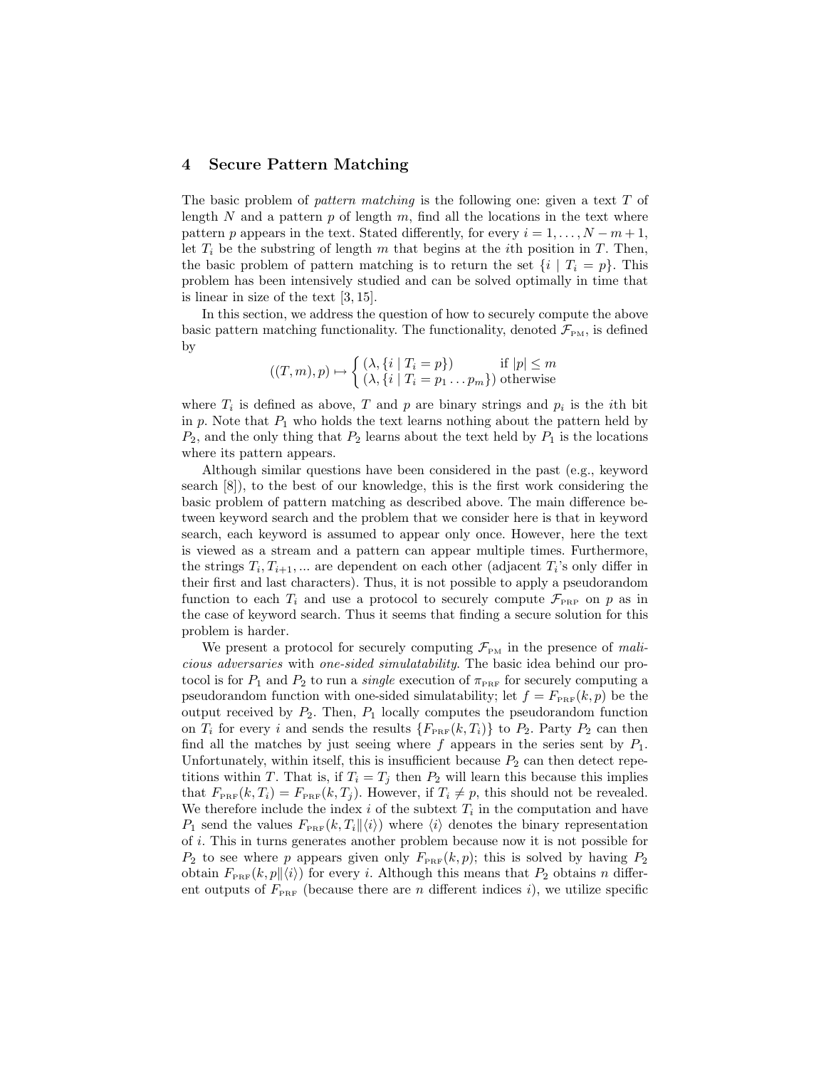## 4 Secure Pattern Matching

The basic problem of *pattern matching* is the following one: given a text $T$ of length $N$ and a pattern $p$ of length $m$, find all the locations in the text where pattern $p$ appears in the text. Stated differently, for every $i = 1, \ldots, N - m + 1$, let $T_i$ be the substring of length $m$ that begins at the $i$th position in $T$. Then, the basic problem of pattern matching is to return the set $\{i \mid T_i = p\}$. This problem has been intensively studied and can be solved optimally in time that is linear in size of the text [3, 15].

In this section, we address the question of how to securely compute the above basic pattern matching functionality. The functionality, denoted $\mathcal{F}_{\text{PM}}$, is defined by

$$((T, m), p) \mapsto \begin{cases} (\lambda, \{i \mid T_i = p\}) & \text{if } |p| \leq m \\ (\lambda, \{i \mid T_i = p_1 \ldots p_m\}) & \text{otherwise} \end{cases}$$

where $T_i$ is defined as above, $T$ and $p$ are binary strings and $p_i$ is the $i$th bit in $p$. Note that $P_1$ who holds the text learns nothing about the pattern held by $P_2$, and the only thing that $P_2$ learns about the text held by $P_1$ is the locations where its pattern appears.

Although similar questions have been considered in the past (e.g., keyword search [8]), to the best of our knowledge, this is the first work considering the basic problem of pattern matching as described above. The main difference between keyword search and the problem that we consider here is that in keyword search, each keyword is assumed to appear only once. However, here the text is viewed as a stream and a pattern can appear multiple times. Furthermore, the strings $T_i, T_{i+1}, \ldots$ are dependent on each other (adjacent $T_i$'s only differ in their first and last characters). Thus, it is not possible to apply a pseudorandom function to each $T_i$ and use a protocol to securely compute $\mathcal{F}_{\text{PRP}}$ on $p$ as in the case of keyword search. Thus it seems that finding a secure solution for this problem is harder.

We present a protocol for securely computing $\mathcal{F}_{\text{PM}}$ in the presence of *malicious adversaries* with *one-sided simulatability*. The basic idea behind our protocol is for $P_1$ and $P_2$ to run a *single* execution of $\pi_{\text{PRF}}$ for securely computing a pseudorandom function with one-sided simulatability; let $f = F_{\text{PRF}}(k, p)$ be the output received by $P_2$. Then, $P_1$ locally computes the pseudorandom function on $T_i$ for every $i$ and sends the results $\{F_{\text{PRF}}(k, T_i)\}$ to $P_2$. Party $P_2$ can then find all the matches by just seeing where $f$ appears in the series sent by $P_1$. Unfortunately, within itself, this is insufficient because $P_2$ can then detect repetitions within $T$. That is, if $T_i = T_j$ then $P_2$ will learn this because this implies that $F_{\text{PRF}}(k, T_i) = F_{\text{PRF}}(k, T_j)$. However, if $T_i \neq p$, this should not be revealed. We therefore include the index $i$ of the subtext $T_i$ in the computation and have $P_1$ send the values $F_{\text{PRF}}(k, T_i \| \langle i \rangle)$ where $\langle i \rangle$ denotes the binary representation of $i$. This in turns generates another problem because now it is not possible for $P_2$ to see where $p$ appears given only $F_{\text{PRF}}(k, p)$; this is solved by having $P_2$ obtain $F_{\text{PRF}}(k, p \| \langle i \rangle)$ for every $i$. Although this means that $P_2$ obtains $n$ different outputs of $F_{\text{PRF}}$ (because there are $n$ different indices $i$), we utilize specific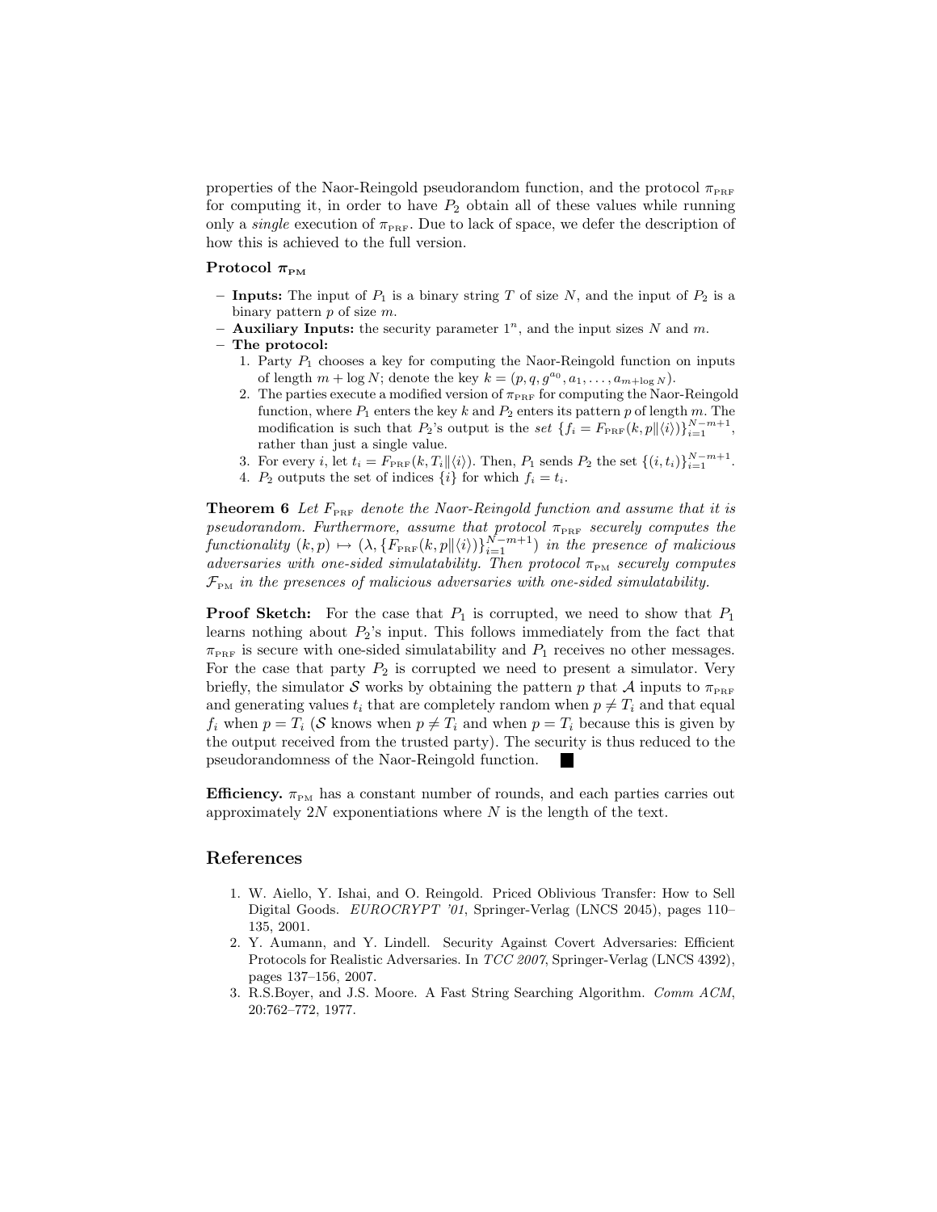properties of the Naor-Reingold pseudorandom function, and the protocol $\pi_{\text{PRF}}$ for computing it, in order to have $P_2$ obtain all of these values while running only a *single* execution of $\pi_{\text{PRF}}$. Due to lack of space, we defer the description of how this is achieved to the full version.

**Protocol $\pi_{\text{PM}}$**

- **Inputs:** The input of $P_1$ is a binary string $T$ of size $N$, and the input of $P_2$ is a binary pattern $p$ of size $m$.
- **Auxiliary Inputs:** the security parameter $1^n$, and the input sizes $N$ and $m$.
- **The protocol:**
  1. Party $P_1$ chooses a key for computing the Naor-Reingold function on inputs of length $m + \log N$; denote the key $k = (p, q, g^{a_0}, a_1, \ldots, a_{m+\log N})$.
  2. The parties execute a modified version of $\pi_{\text{PRF}}$ for computing the Naor-Reingold function, where $P_1$ enters the key $k$ and $P_2$ enters its pattern $p$ of length $m$. The modification is such that $P_2$'s output is the *set* $\{f_i = F_{\text{PRF}}(k, p\|\langle i\rangle)\}_{i=1}^{N-m+1}$, rather than just a single value.
  3. For every $i$, let $t_i = F_{\text{PRF}}(k, T_i\|\langle i\rangle)$. Then, $P_1$ sends $P_2$ the set $\{(i, t_i)\}_{i=1}^{N-m+1}$.
  4. $P_2$ outputs the set of indices $\{i\}$ for which $f_i = t_i$.

**Theorem 6** *Let $F_{\text{PRF}}$ denote the Naor-Reingold function and assume that it is pseudorandom. Furthermore, assume that protocol $\pi_{\text{PRF}}$ securely computes the functionality $(k, p) \mapsto (\lambda, \{F_{\text{PRF}}(k, p\|\langle i\rangle)\}_{i=1}^{N-m+1})$ in the presence of malicious adversaries with one-sided simulatability. Then protocol $\pi_{\text{PM}}$ securely computes $\mathcal{F}_{\text{PM}}$ in the presences of malicious adversaries with one-sided simulatability.*

**Proof Sketch:** For the case that $P_1$ is corrupted, we need to show that $P_1$ learns nothing about $P_2$'s input. This follows immediately from the fact that $\pi_{\text{PRF}}$ is secure with one-sided simulatability and $P_1$ receives no other messages. For the case that party $P_2$ is corrupted we need to present a simulator. Very briefly, the simulator $\mathcal{S}$ works by obtaining the pattern $p$ that $\mathcal{A}$ inputs to $\pi_{\text{PRF}}$ and generating values $t_i$ that are completely random when $p \neq T_i$ and that equal $f_i$ when $p = T_i$ ($\mathcal{S}$ knows when $p \neq T_i$ and when $p = T_i$ because this is given by the output received from the trusted party). The security is thus reduced to the pseudorandomness of the Naor-Reingold function. ■

**Efficiency.** $\pi_{\text{PM}}$ has a constant number of rounds, and each parties carries out approximately $2N$ exponentiations where $N$ is the length of the text.

## References

1. W. Aiello, Y. Ishai, and O. Reingold. Priced Oblivious Transfer: How to Sell Digital Goods. *EUROCRYPT '01*, Springer-Verlag (LNCS 2045), pages 110–135, 2001.
2. Y. Aumann, and Y. Lindell. Security Against Covert Adversaries: Efficient Protocols for Realistic Adversaries. In *TCC 2007*, Springer-Verlag (LNCS 4392), pages 137–156, 2007.
3. R.S.Boyer, and J.S. Moore. A Fast String Searching Algorithm. *Comm ACM*, 20:762–772, 1977.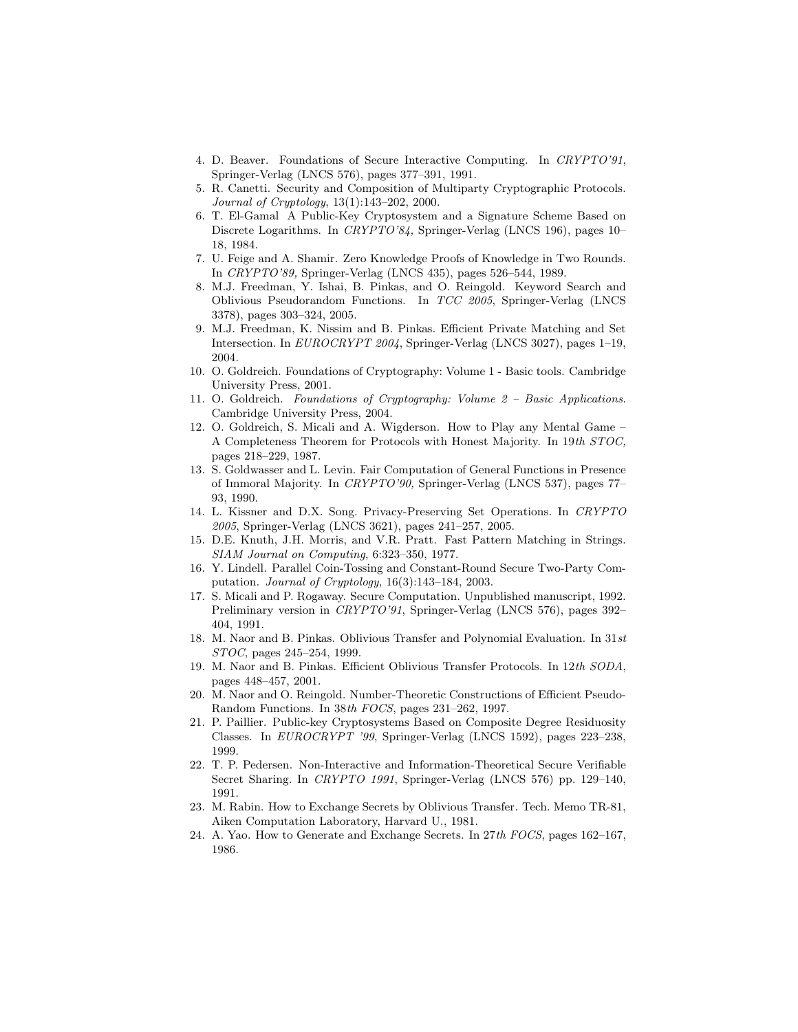4. D. Beaver. Foundations of Secure Interactive Computing. In *CRYPTO'91*, Springer-Verlag (LNCS 576), pages 377–391, 1991.
5. R. Canetti. Security and Composition of Multiparty Cryptographic Protocols. *Journal of Cryptology*, 13(1):143–202, 2000.
6. T. El-Gamal A Public-Key Cryptosystem and a Signature Scheme Based on Discrete Logarithms. In *CRYPTO'84,* Springer-Verlag (LNCS 196), pages 10–18, 1984.
7. U. Feige and A. Shamir. Zero Knowledge Proofs of Knowledge in Two Rounds. In *CRYPTO'89,* Springer-Verlag (LNCS 435), pages 526–544, 1989.
8. M.J. Freedman, Y. Ishai, B. Pinkas, and O. Reingold. Keyword Search and Oblivious Pseudorandom Functions. In *TCC 2005*, Springer-Verlag (LNCS 3378), pages 303–324, 2005.
9. M.J. Freedman, K. Nissim and B. Pinkas. Efficient Private Matching and Set Intersection. In *EUROCRYPT 2004*, Springer-Verlag (LNCS 3027), pages 1–19, 2004.
10. O. Goldreich. Foundations of Cryptography: Volume 1 - Basic tools. Cambridge University Press, 2001.
11. O. Goldreich. *Foundations of Cryptography: Volume 2 – Basic Applications*. Cambridge University Press, 2004.
12. O. Goldreich, S. Micali and A. Wigderson. How to Play any Mental Game – A Completeness Theorem for Protocols with Honest Majority. In 19*th STOC,* pages 218–229, 1987.
13. S. Goldwasser and L. Levin. Fair Computation of General Functions in Presence of Immoral Majority. In *CRYPTO'90,* Springer-Verlag (LNCS 537), pages 77–93, 1990.
14. L. Kissner and D.X. Song. Privacy-Preserving Set Operations. In *CRYPTO 2005*, Springer-Verlag (LNCS 3621), pages 241–257, 2005.
15. D.E. Knuth, J.H. Morris, and V.R. Pratt. Fast Pattern Matching in Strings. *SIAM Journal on Computing*, 6:323–350, 1977.
16. Y. Lindell. Parallel Coin-Tossing and Constant-Round Secure Two-Party Computation. *Journal of Cryptology*, 16(3):143–184, 2003.
17. S. Micali and P. Rogaway. Secure Computation. Unpublished manuscript, 1992. Preliminary version in *CRYPTO'91*, Springer-Verlag (LNCS 576), pages 392–404, 1991.
18. M. Naor and B. Pinkas. Oblivious Transfer and Polynomial Evaluation. In 31*st STOC*, pages 245–254, 1999.
19. M. Naor and B. Pinkas. Efficient Oblivious Transfer Protocols. In 12*th SODA*, pages 448–457, 2001.
20. M. Naor and O. Reingold. Number-Theoretic Constructions of Efficient Pseudo-Random Functions. In 38*th FOCS*, pages 231–262, 1997.
21. P. Paillier. Public-key Cryptosystems Based on Composite Degree Residuosity Classes. In *EUROCRYPT '99*, Springer-Verlag (LNCS 1592), pages 223–238, 1999.
22. T. P. Pedersen. Non-Interactive and Information-Theoretical Secure Verifiable Secret Sharing. In *CRYPTO 1991*, Springer-Verlag (LNCS 576) pp. 129–140, 1991.
23. M. Rabin. How to Exchange Secrets by Oblivious Transfer. Tech. Memo TR-81, Aiken Computation Laboratory, Harvard U., 1981.
24. A. Yao. How to Generate and Exchange Secrets. In 27*th FOCS*, pages 162–167, 1986.